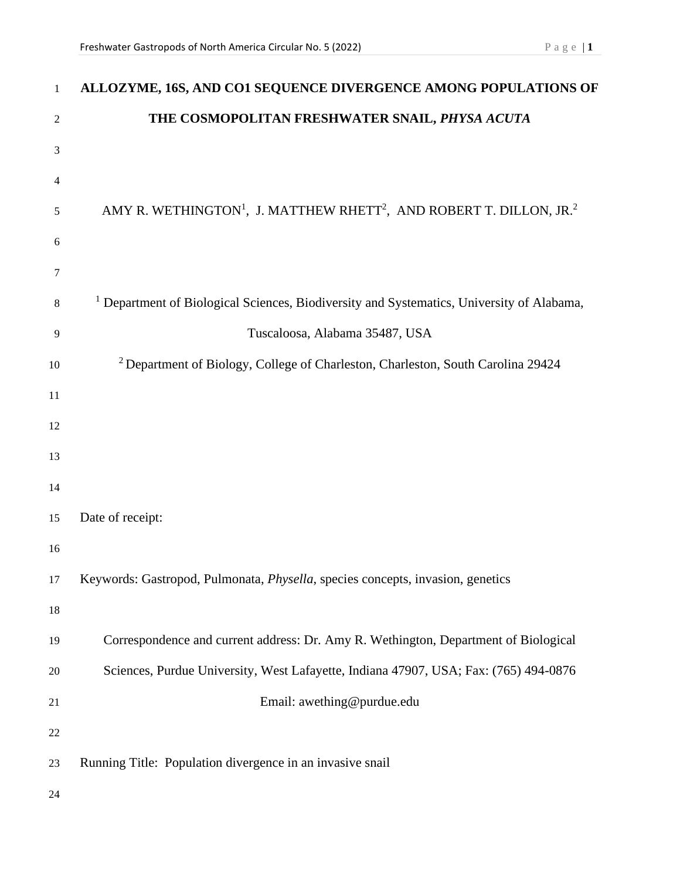# ALLOZYME, 16S, AND CO1 SEQUENCE DIVERGENCE AMONG POPULATIONS OF THE COSMOPOLITAN FRESHWATER SNAIL, *PHYSA ACUTA*

AMY R. WETHINGTON[1], J. MATTHEW RHETT[2], AND ROBERT T. DILLON, JR.[2]

[1] Department of Biological Sciences, Biodiversity and Systematics, University of Alabama, Tuscaloosa, Alabama 35487, USA

[2] Department of Biology, College of Charleston, Charleston, South Carolina 29424

Date of receipt:

Keywords: Gastropod, Pulmonata, *Physella*, species concepts, invasion, genetics

Correspondence and current address: Dr. Amy R. Wethington, Department of Biological Sciences, Purdue University, West Lafayette, Indiana 47907, USA; Fax: (765) 494-0876

Email: awething@purdue.edu

Running Title: Population divergence in an invasive snail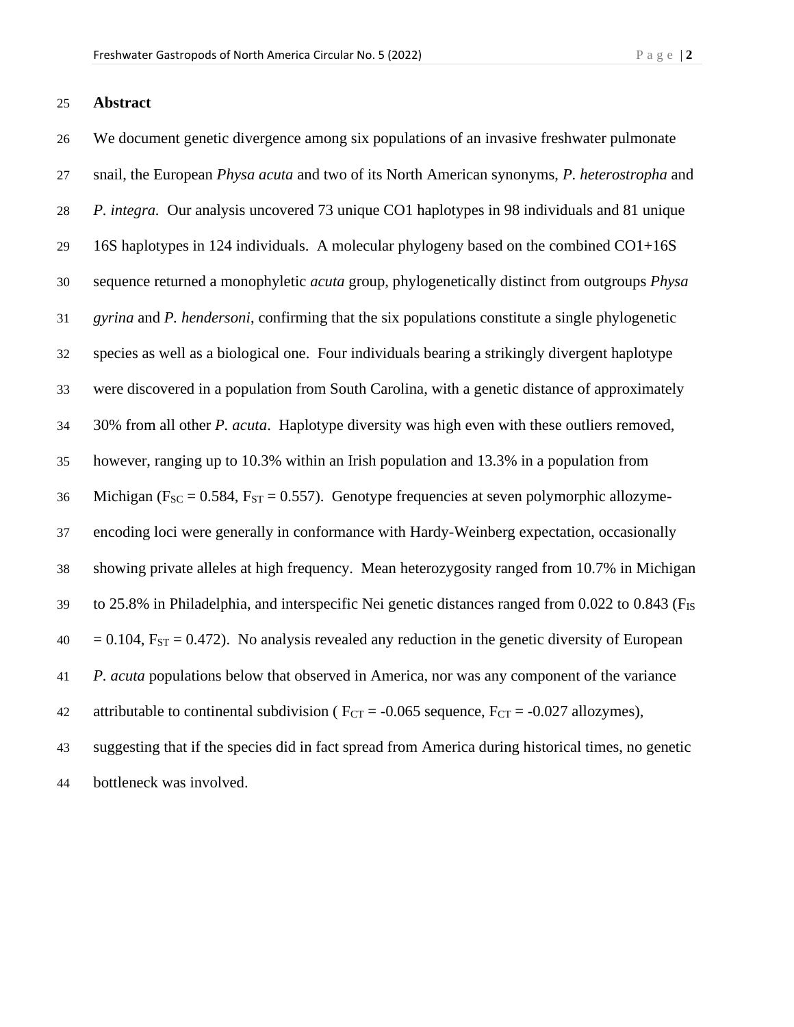## Abstract

We document genetic divergence among six populations of an invasive freshwater pulmonate snail, the European *Physa acuta* and two of its North American synonyms, *P. heterostropha* and *P. integra*. Our analysis uncovered 73 unique CO1 haplotypes in 98 individuals and 81 unique 16S haplotypes in 124 individuals. A molecular phylogeny based on the combined CO1+16S sequence returned a monophyletic *acuta* group, phylogenetically distinct from outgroups *Physa gyrina* and *P. hendersoni*, confirming that the six populations constitute a single phylogenetic species as well as a biological one. Four individuals bearing a strikingly divergent haplotype were discovered in a population from South Carolina, with a genetic distance of approximately 30% from all other *P. acuta*. Haplotype diversity was high even with these outliers removed, however, ranging up to 10.3% within an Irish population and 13.3% in a population from Michigan ($F_{SC}$ = 0.584, $F_{ST}$ = 0.557). Genotype frequencies at seven polymorphic allozyme-encoding loci were generally in conformance with Hardy-Weinberg expectation, occasionally showing private alleles at high frequency. Mean heterozygosity ranged from 10.7% in Michigan to 25.8% in Philadelphia, and interspecific Nei genetic distances ranged from 0.022 to 0.843 ($F_{IS}$ = 0.104, $F_{ST}$ = 0.472). No analysis revealed any reduction in the genetic diversity of European *P. acuta* populations below that observed in America, nor was any component of the variance attributable to continental subdivision ( $F_{CT}$ = -0.065 sequence, $F_{CT}$ = -0.027 allozymes), suggesting that if the species did in fact spread from America during historical times, no genetic bottleneck was involved.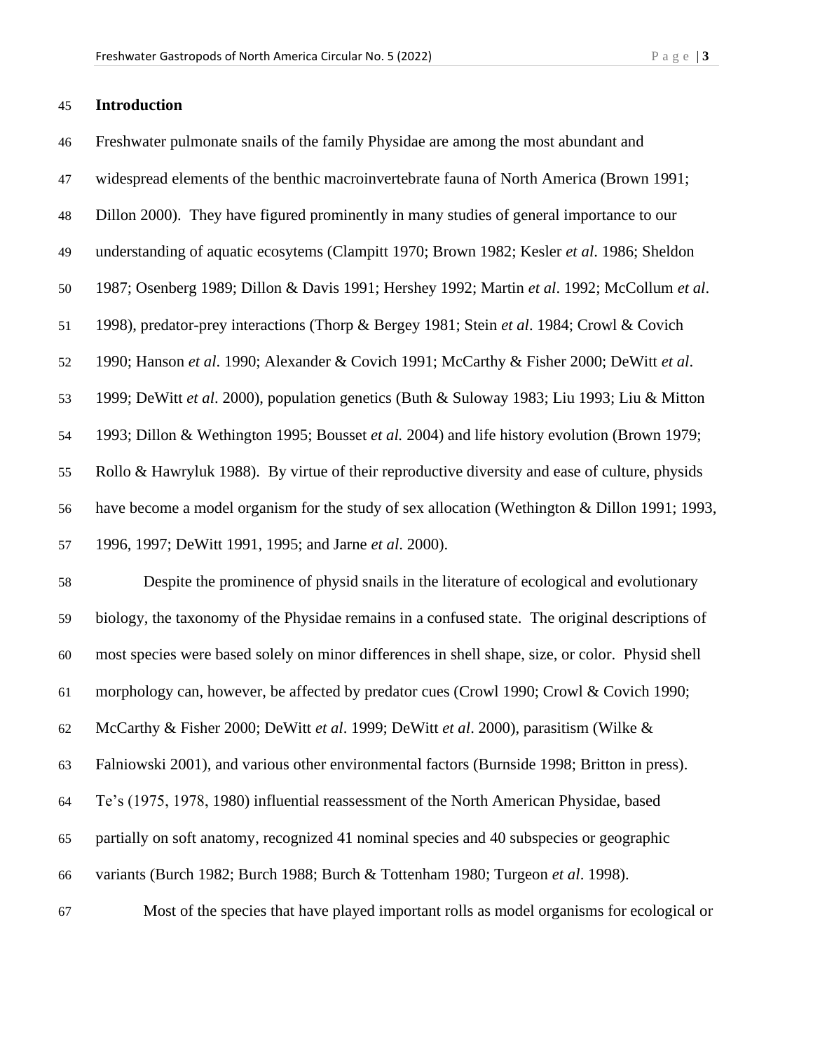## Introduction

Freshwater pulmonate snails of the family Physidae are among the most abundant and widespread elements of the benthic macroinvertebrate fauna of North America (Brown 1991; Dillon 2000). They have figured prominently in many studies of general importance to our understanding of aquatic ecosytems (Clampitt 1970; Brown 1982; Kesler *et al*. 1986; Sheldon 1987; Osenberg 1989; Dillon & Davis 1991; Hershey 1992; Martin *et al*. 1992; McCollum *et al*. 1998), predator-prey interactions (Thorp & Bergey 1981; Stein *et al*. 1984; Crowl & Covich 1990; Hanson *et al*. 1990; Alexander & Covich 1991; McCarthy & Fisher 2000; DeWitt *et al*. 1999; DeWitt *et al*. 2000), population genetics (Buth & Suloway 1983; Liu 1993; Liu & Mitton 1993; Dillon & Wethington 1995; Bousset *et al.* 2004) and life history evolution (Brown 1979; Rollo & Hawryluk 1988). By virtue of their reproductive diversity and ease of culture, physids have become a model organism for the study of sex allocation (Wethington & Dillon 1991; 1993, 1996, 1997; DeWitt 1991, 1995; and Jarne *et al*. 2000).

Despite the prominence of physid snails in the literature of ecological and evolutionary biology, the taxonomy of the Physidae remains in a confused state. The original descriptions of most species were based solely on minor differences in shell shape, size, or color. Physid shell morphology can, however, be affected by predator cues (Crowl 1990; Crowl & Covich 1990; McCarthy & Fisher 2000; DeWitt *et al*. 1999; DeWitt *et al*. 2000), parasitism (Wilke & Falniowski 2001), and various other environmental factors (Burnside 1998; Britton in press). Te's (1975, 1978, 1980) influential reassessment of the North American Physidae, based partially on soft anatomy, recognized 41 nominal species and 40 subspecies or geographic variants (Burch 1982; Burch 1988; Burch & Tottenham 1980; Turgeon *et al*. 1998).

Most of the species that have played important rolls as model organisms for ecological or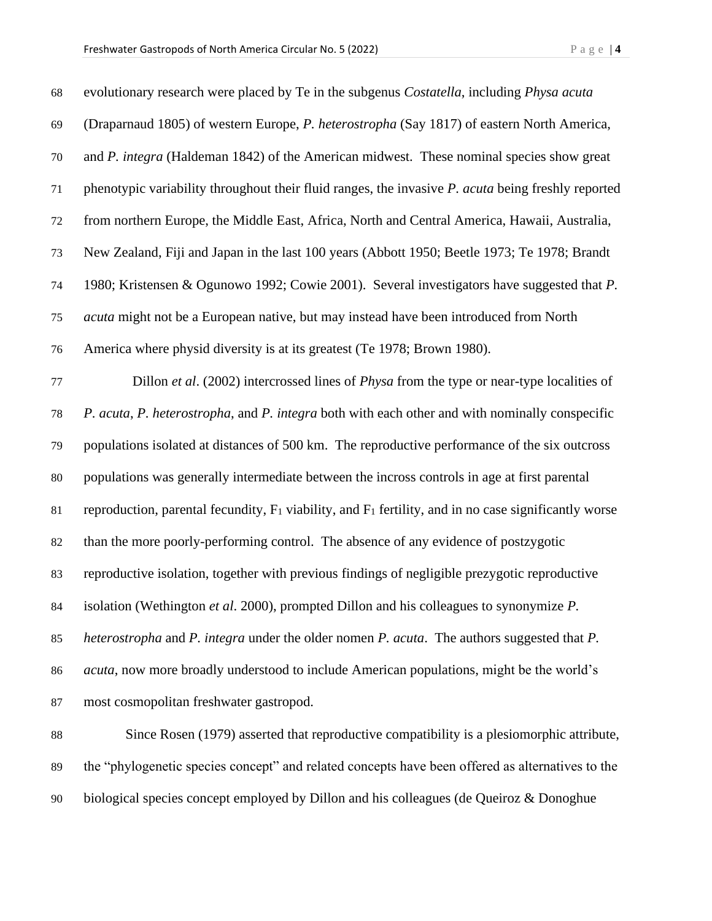evolutionary research were placed by Te in the subgenus *Costatella*, including *Physa acuta* (Draparnaud 1805) of western Europe, *P. heterostropha* (Say 1817) of eastern North America, and *P. integra* (Haldeman 1842) of the American midwest. These nominal species show great phenotypic variability throughout their fluid ranges, the invasive *P. acuta* being freshly reported from northern Europe, the Middle East, Africa, North and Central America, Hawaii, Australia, New Zealand, Fiji and Japan in the last 100 years (Abbott 1950; Beetle 1973; Te 1978; Brandt 1980; Kristensen & Ogunowo 1992; Cowie 2001). Several investigators have suggested that *P. acuta* might not be a European native, but may instead have been introduced from North America where physid diversity is at its greatest (Te 1978; Brown 1980).

Dillon *et al*. (2002) intercrossed lines of *Physa* from the type or near-type localities of *P. acuta*, *P. heterostropha*, and *P. integra* both with each other and with nominally conspecific populations isolated at distances of 500 km. The reproductive performance of the six outcross populations was generally intermediate between the incross controls in age at first parental reproduction, parental fecundity, $F_1$ viability, and $F_1$ fertility, and in no case significantly worse than the more poorly-performing control. The absence of any evidence of postzygotic reproductive isolation, together with previous findings of negligible prezygotic reproductive isolation (Wethington *et al*. 2000), prompted Dillon and his colleagues to synonymize *P. heterostropha* and *P. integra* under the older nomen *P. acuta*. The authors suggested that *P. acuta*, now more broadly understood to include American populations, might be the world's most cosmopolitan freshwater gastropod.

Since Rosen (1979) asserted that reproductive compatibility is a plesiomorphic attribute, the "phylogenetic species concept" and related concepts have been offered as alternatives to the biological species concept employed by Dillon and his colleagues (de Queiroz & Donoghue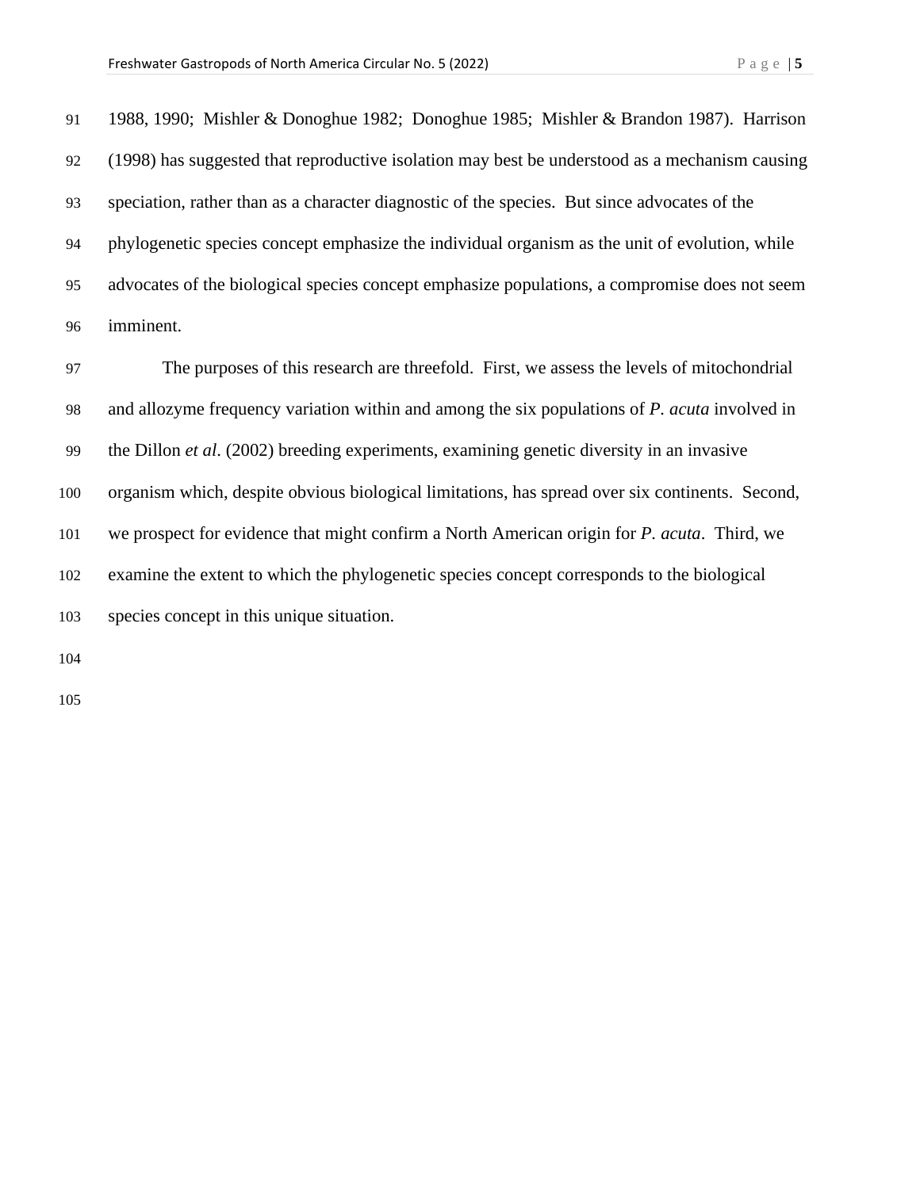1988, 1990; Mishler & Donoghue 1982; Donoghue 1985; Mishler & Brandon 1987). Harrison (1998) has suggested that reproductive isolation may best be understood as a mechanism causing speciation, rather than as a character diagnostic of the species. But since advocates of the phylogenetic species concept emphasize the individual organism as the unit of evolution, while advocates of the biological species concept emphasize populations, a compromise does not seem imminent.

The purposes of this research are threefold. First, we assess the levels of mitochondrial and allozyme frequency variation within and among the six populations of *P. acuta* involved in the Dillon *et al*. (2002) breeding experiments, examining genetic diversity in an invasive organism which, despite obvious biological limitations, has spread over six continents. Second, we prospect for evidence that might confirm a North American origin for *P. acuta*. Third, we examine the extent to which the phylogenetic species concept corresponds to the biological species concept in this unique situation.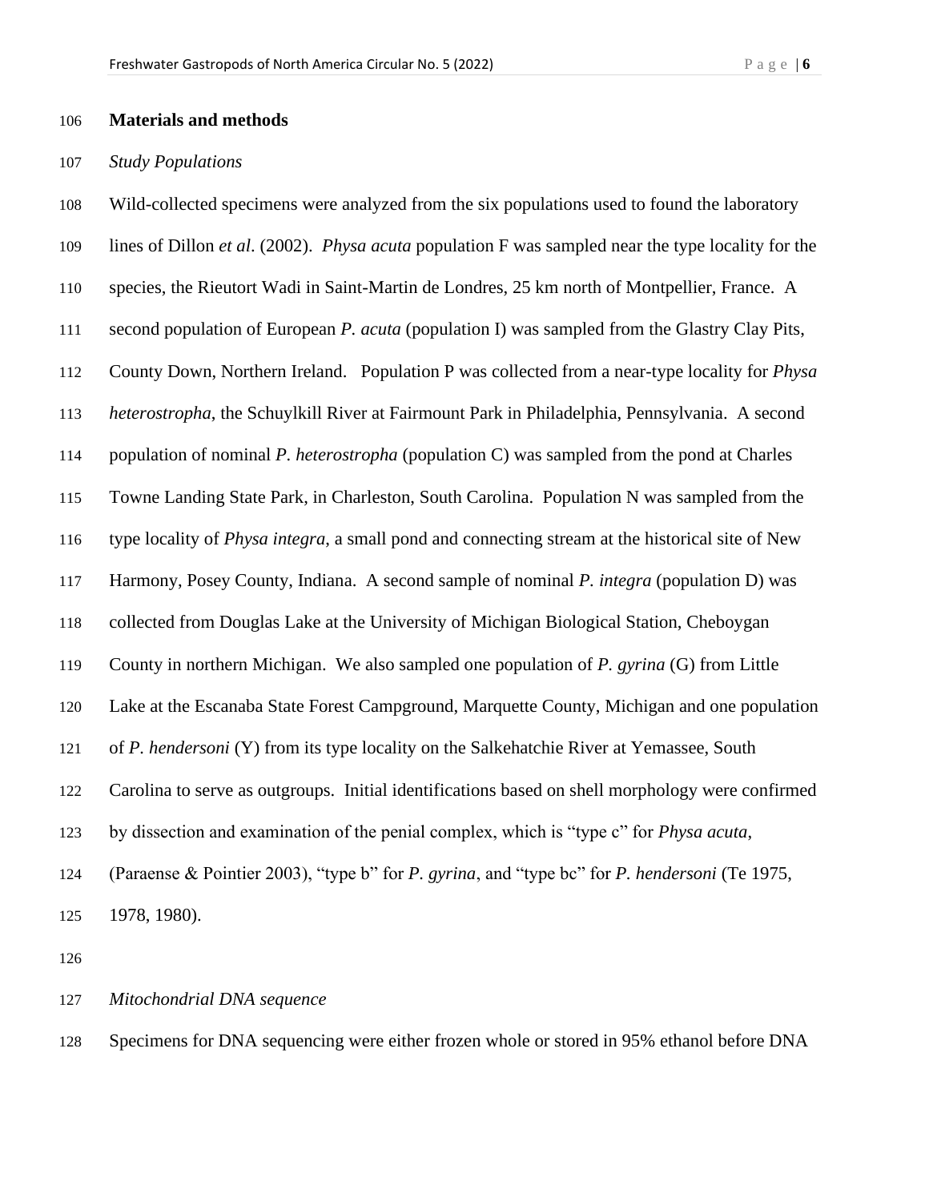## Materials and methods

*Study Populations*

Wild-collected specimens were analyzed from the six populations used to found the laboratory lines of Dillon *et al*. (2002). *Physa acuta* population F was sampled near the type locality for the species, the Rieutort Wadi in Saint-Martin de Londres, 25 km north of Montpellier, France. A second population of European *P. acuta* (population I) was sampled from the Glastry Clay Pits, County Down, Northern Ireland. Population P was collected from a near-type locality for *Physa heterostropha*, the Schuylkill River at Fairmount Park in Philadelphia, Pennsylvania. A second population of nominal *P. heterostropha* (population C) was sampled from the pond at Charles Towne Landing State Park, in Charleston, South Carolina. Population N was sampled from the type locality of *Physa integra*, a small pond and connecting stream at the historical site of New Harmony, Posey County, Indiana. A second sample of nominal *P. integra* (population D) was collected from Douglas Lake at the University of Michigan Biological Station, Cheboygan County in northern Michigan. We also sampled one population of *P. gyrina* (G) from Little Lake at the Escanaba State Forest Campground, Marquette County, Michigan and one population of *P. hendersoni* (Y) from its type locality on the Salkehatchie River at Yemassee, South Carolina to serve as outgroups. Initial identifications based on shell morphology were confirmed by dissection and examination of the penial complex, which is "type c" for *Physa acuta*, (Paraense & Pointier 2003), "type b" for *P. gyrina*, and "type bc" for *P. hendersoni* (Te 1975, 1978, 1980).

*Mitochondrial DNA sequence*

Specimens for DNA sequencing were either frozen whole or stored in 95% ethanol before DNA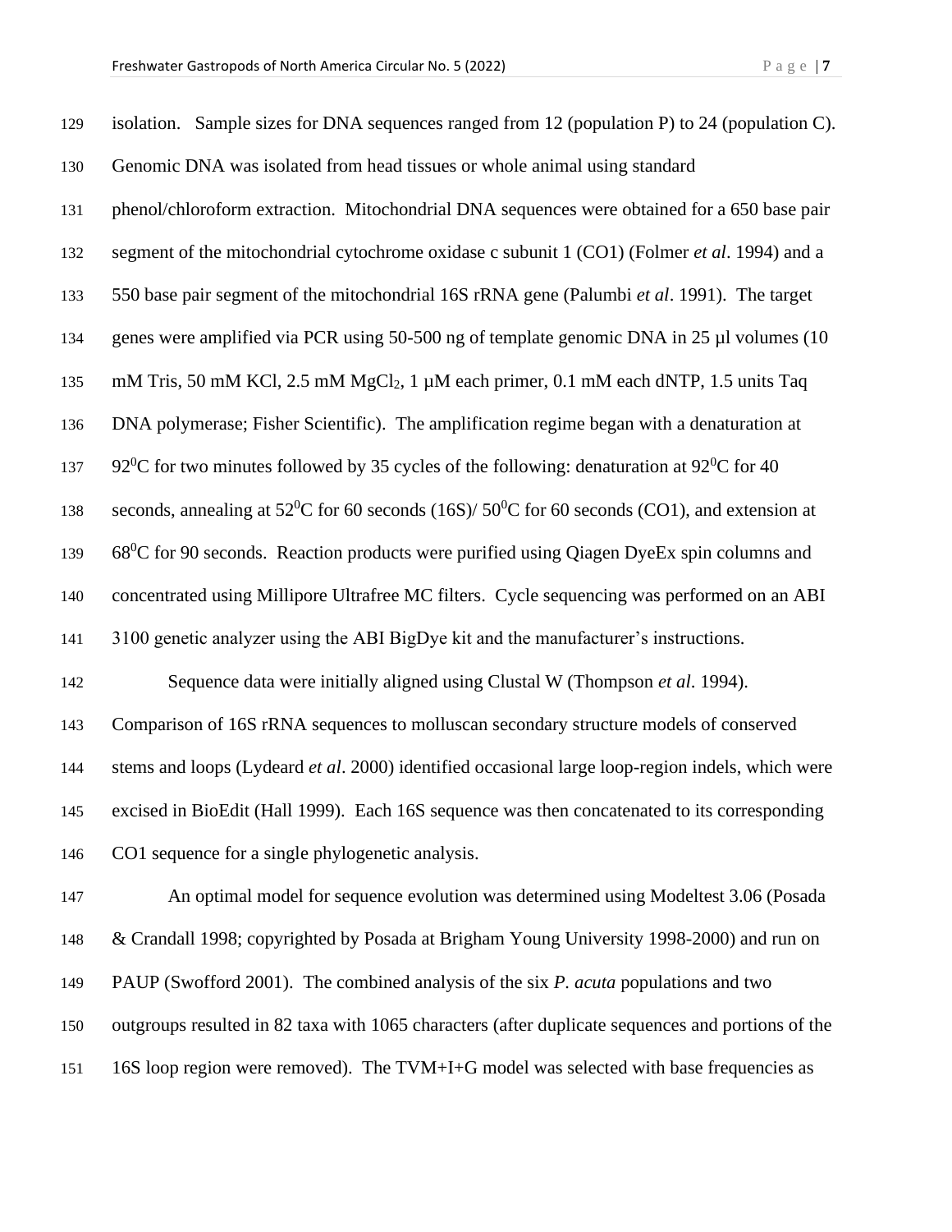isolation. Sample sizes for DNA sequences ranged from 12 (population P) to 24 (population C). Genomic DNA was isolated from head tissues or whole animal using standard phenol/chloroform extraction. Mitochondrial DNA sequences were obtained for a 650 base pair segment of the mitochondrial cytochrome oxidase c subunit 1 (CO1) (Folmer *et al*. 1994) and a 550 base pair segment of the mitochondrial 16S rRNA gene (Palumbi *et al*. 1991). The target genes were amplified via PCR using 50-500 ng of template genomic DNA in 25 µl volumes (10 mM Tris, 50 mM KCl, 2.5 mM $MgCl_2$, 1 µM each primer, 0.1 mM each dNTP, 1.5 units Taq DNA polymerase; Fisher Scientific). The amplification regime began with a denaturation at $92^0$C for two minutes followed by 35 cycles of the following: denaturation at $92^0$C for 40 seconds, annealing at $52^0$C for 60 seconds (16S)/ $50^0$C for 60 seconds (CO1), and extension at $68^0$C for 90 seconds. Reaction products were purified using Qiagen DyeEx spin columns and concentrated using Millipore Ultrafree MC filters. Cycle sequencing was performed on an ABI 3100 genetic analyzer using the ABI BigDye kit and the manufacturer's instructions.

Sequence data were initially aligned using Clustal W (Thompson *et al*. 1994). Comparison of 16S rRNA sequences to molluscan secondary structure models of conserved stems and loops (Lydeard *et al*. 2000) identified occasional large loop-region indels, which were excised in BioEdit (Hall 1999). Each 16S sequence was then concatenated to its corresponding CO1 sequence for a single phylogenetic analysis.

An optimal model for sequence evolution was determined using Modeltest 3.06 (Posada & Crandall 1998; copyrighted by Posada at Brigham Young University 1998-2000) and run on PAUP (Swofford 2001). The combined analysis of the six *P. acuta* populations and two outgroups resulted in 82 taxa with 1065 characters (after duplicate sequences and portions of the 16S loop region were removed). The TVM+I+G model was selected with base frequencies as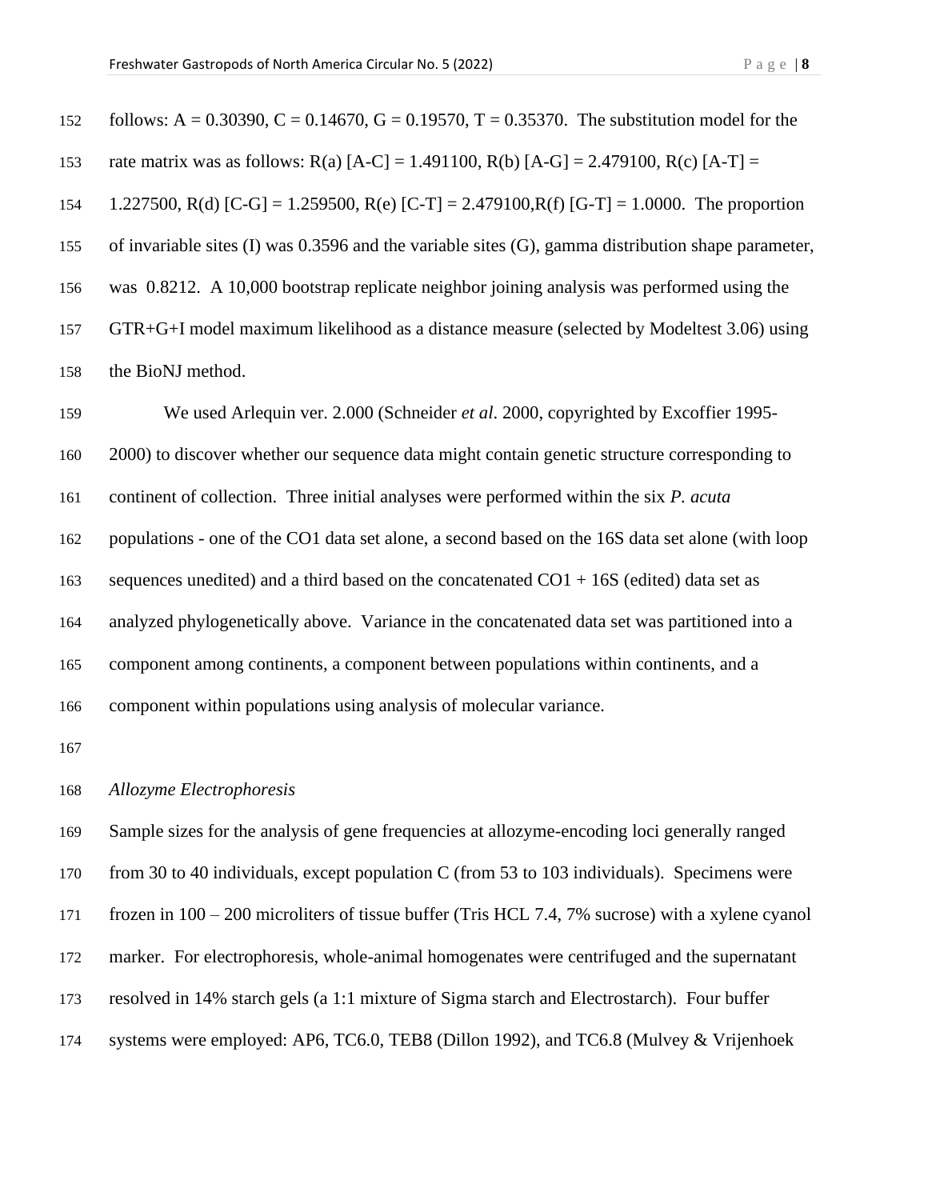follows: A = 0.30390, C = 0.14670, G = 0.19570, T = 0.35370. The substitution model for the rate matrix was as follows: R(a) [A-C] = 1.491100, R(b) [A-G] = 2.479100, R(c) [A-T] = 1.227500, R(d) [C-G] = 1.259500, R(e) [C-T] = 2.479100,R(f) [G-T] = 1.0000. The proportion of invariable sites (I) was 0.3596 and the variable sites (G), gamma distribution shape parameter, was 0.8212. A 10,000 bootstrap replicate neighbor joining analysis was performed using the GTR+G+I model maximum likelihood as a distance measure (selected by Modeltest 3.06) using the BioNJ method.

We used Arlequin ver. 2.000 (Schneider *et al*. 2000, copyrighted by Excoffier 1995-2000) to discover whether our sequence data might contain genetic structure corresponding to continent of collection. Three initial analyses were performed within the six *P. acuta* populations - one of the CO1 data set alone, a second based on the 16S data set alone (with loop sequences unedited) and a third based on the concatenated CO1 + 16S (edited) data set as analyzed phylogenetically above. Variance in the concatenated data set was partitioned into a component among continents, a component between populations within continents, and a component within populations using analysis of molecular variance.

*Allozyme Electrophoresis*

Sample sizes for the analysis of gene frequencies at allozyme-encoding loci generally ranged from 30 to 40 individuals, except population C (from 53 to 103 individuals). Specimens were frozen in 100 – 200 microliters of tissue buffer (Tris HCL 7.4, 7% sucrose) with a xylene cyanol marker. For electrophoresis, whole-animal homogenates were centrifuged and the supernatant resolved in 14% starch gels (a 1:1 mixture of Sigma starch and Electrostarch). Four buffer systems were employed: AP6, TC6.0, TEB8 (Dillon 1992), and TC6.8 (Mulvey & Vrijenhoek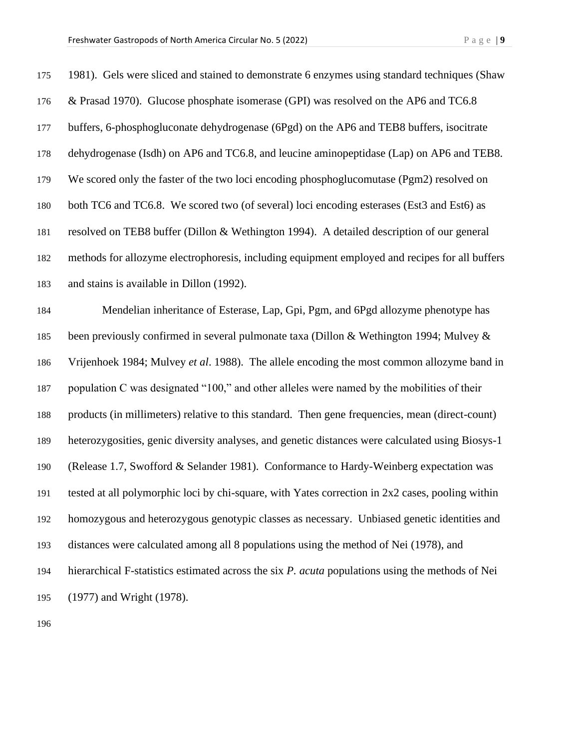1981). Gels were sliced and stained to demonstrate 6 enzymes using standard techniques (Shaw & Prasad 1970). Glucose phosphate isomerase (GPI) was resolved on the AP6 and TC6.8 buffers, 6-phosphogluconate dehydrogenase (6Pgd) on the AP6 and TEB8 buffers, isocitrate dehydrogenase (Isdh) on AP6 and TC6.8, and leucine aminopeptidase (Lap) on AP6 and TEB8. We scored only the faster of the two loci encoding phosphoglucomutase (Pgm2) resolved on both TC6 and TC6.8. We scored two (of several) loci encoding esterases (Est3 and Est6) as resolved on TEB8 buffer (Dillon & Wethington 1994). A detailed description of our general methods for allozyme electrophoresis, including equipment employed and recipes for all buffers and stains is available in Dillon (1992).

Mendelian inheritance of Esterase, Lap, Gpi, Pgm, and 6Pgd allozyme phenotype has been previously confirmed in several pulmonate taxa (Dillon & Wethington 1994; Mulvey & Vrijenhoek 1984; Mulvey *et al*. 1988). The allele encoding the most common allozyme band in population C was designated "100," and other alleles were named by the mobilities of their products (in millimeters) relative to this standard. Then gene frequencies, mean (direct-count) heterozygosities, genic diversity analyses, and genetic distances were calculated using Biosys-1 (Release 1.7, Swofford & Selander 1981). Conformance to Hardy-Weinberg expectation was tested at all polymorphic loci by chi-square, with Yates correction in 2x2 cases, pooling within homozygous and heterozygous genotypic classes as necessary. Unbiased genetic identities and distances were calculated among all 8 populations using the method of Nei (1978), and hierarchical F-statistics estimated across the six *P. acuta* populations using the methods of Nei (1977) and Wright (1978).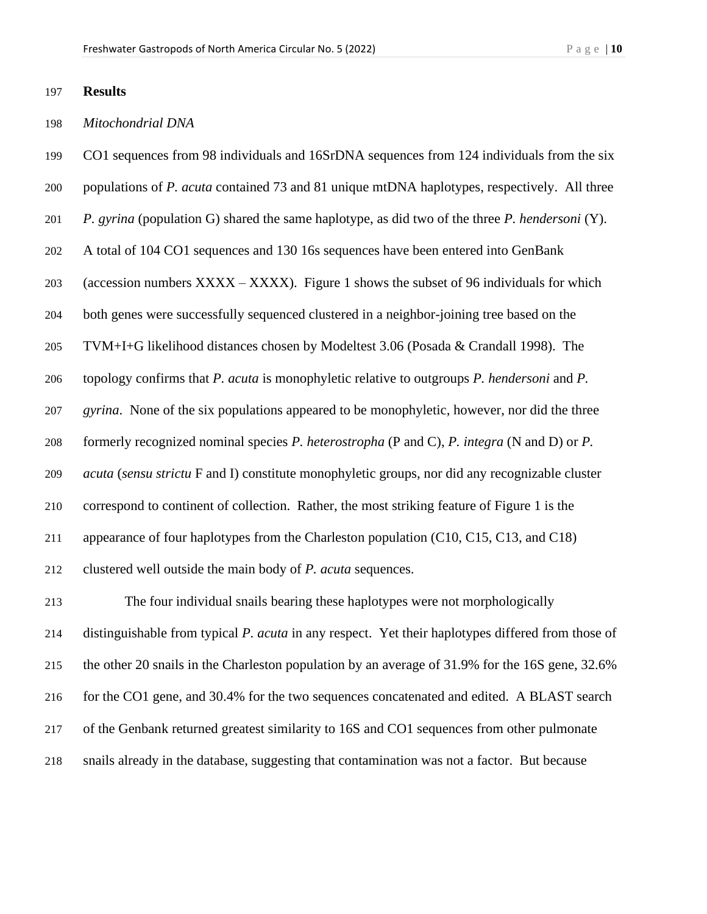## Results

### *Mitochondrial DNA*

CO1 sequences from 98 individuals and 16SrDNA sequences from 124 individuals from the six populations of *P. acuta* contained 73 and 81 unique mtDNA haplotypes, respectively. All three *P. gyrina* (population G) shared the same haplotype, as did two of the three *P. hendersoni* (Y). A total of 104 CO1 sequences and 130 16s sequences have been entered into GenBank (accession numbers XXXX – XXXX). Figure 1 shows the subset of 96 individuals for which both genes were successfully sequenced clustered in a neighbor-joining tree based on the TVM+I+G likelihood distances chosen by Modeltest 3.06 (Posada & Crandall 1998). The topology confirms that *P. acuta* is monophyletic relative to outgroups *P. hendersoni* and *P. gyrina*. None of the six populations appeared to be monophyletic, however, nor did the three formerly recognized nominal species *P. heterostropha* (P and C), *P. integra* (N and D) or *P. acuta* (*sensu strictu* F and I) constitute monophyletic groups, nor did any recognizable cluster correspond to continent of collection. Rather, the most striking feature of Figure 1 is the appearance of four haplotypes from the Charleston population (C10, C15, C13, and C18) clustered well outside the main body of *P. acuta* sequences.

The four individual snails bearing these haplotypes were not morphologically distinguishable from typical *P. acuta* in any respect. Yet their haplotypes differed from those of the other 20 snails in the Charleston population by an average of 31.9% for the 16S gene, 32.6% for the CO1 gene, and 30.4% for the two sequences concatenated and edited. A BLAST search of the Genbank returned greatest similarity to 16S and CO1 sequences from other pulmonate snails already in the database, suggesting that contamination was not a factor. But because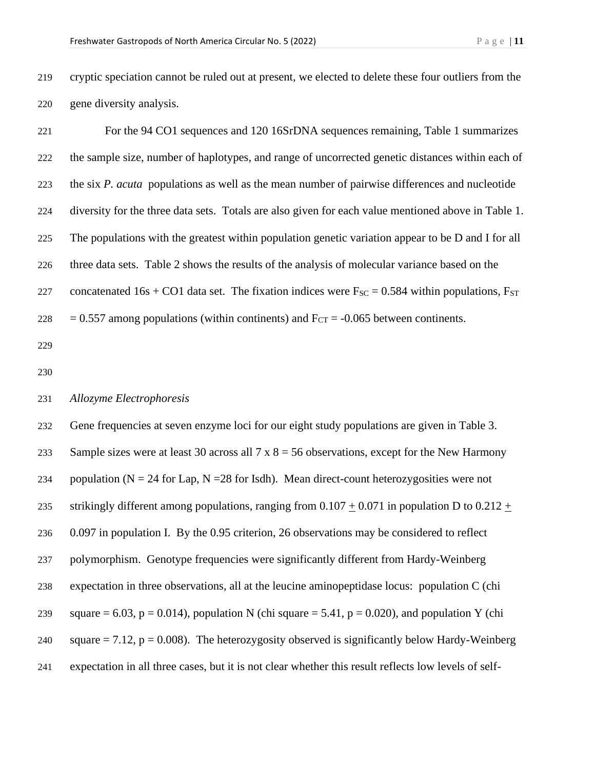cryptic speciation cannot be ruled out at present, we elected to delete these four outliers from the gene diversity analysis.

For the 94 CO1 sequences and 120 16SrDNA sequences remaining, Table 1 summarizes the sample size, number of haplotypes, and range of uncorrected genetic distances within each of the six *P. acuta* populations as well as the mean number of pairwise differences and nucleotide diversity for the three data sets. Totals are also given for each value mentioned above in Table 1. The populations with the greatest within population genetic variation appear to be D and I for all three data sets. Table 2 shows the results of the analysis of molecular variance based on the concatenated 16s + CO1 data set. The fixation indices were $F_{SC} = 0.584$ within populations, $F_{ST} = 0.557$ among populations (within continents) and $F_{CT} = -0.065$ between continents.

*Allozyme Electrophoresis*

Gene frequencies at seven enzyme loci for our eight study populations are given in Table 3. Sample sizes were at least 30 across all 7 x 8 = 56 observations, except for the New Harmony population (N = 24 for Lap, N =28 for Isdh). Mean direct-count heterozygosities were not strikingly different among populations, ranging from $0.107 \pm 0.071$ in population D to $0.212 \pm 0.097$ in population I. By the 0.95 criterion, 26 observations may be considered to reflect polymorphism. Genotype frequencies were significantly different from Hardy-Weinberg expectation in three observations, all at the leucine aminopeptidase locus: population C (chi square = 6.03, $p = 0.014$), population N (chi square = 5.41, $p = 0.020$), and population Y (chi square = 7.12, $p = 0.008$). The heterozygosity observed is significantly below Hardy-Weinberg expectation in all three cases, but it is not clear whether this result reflects low levels of self-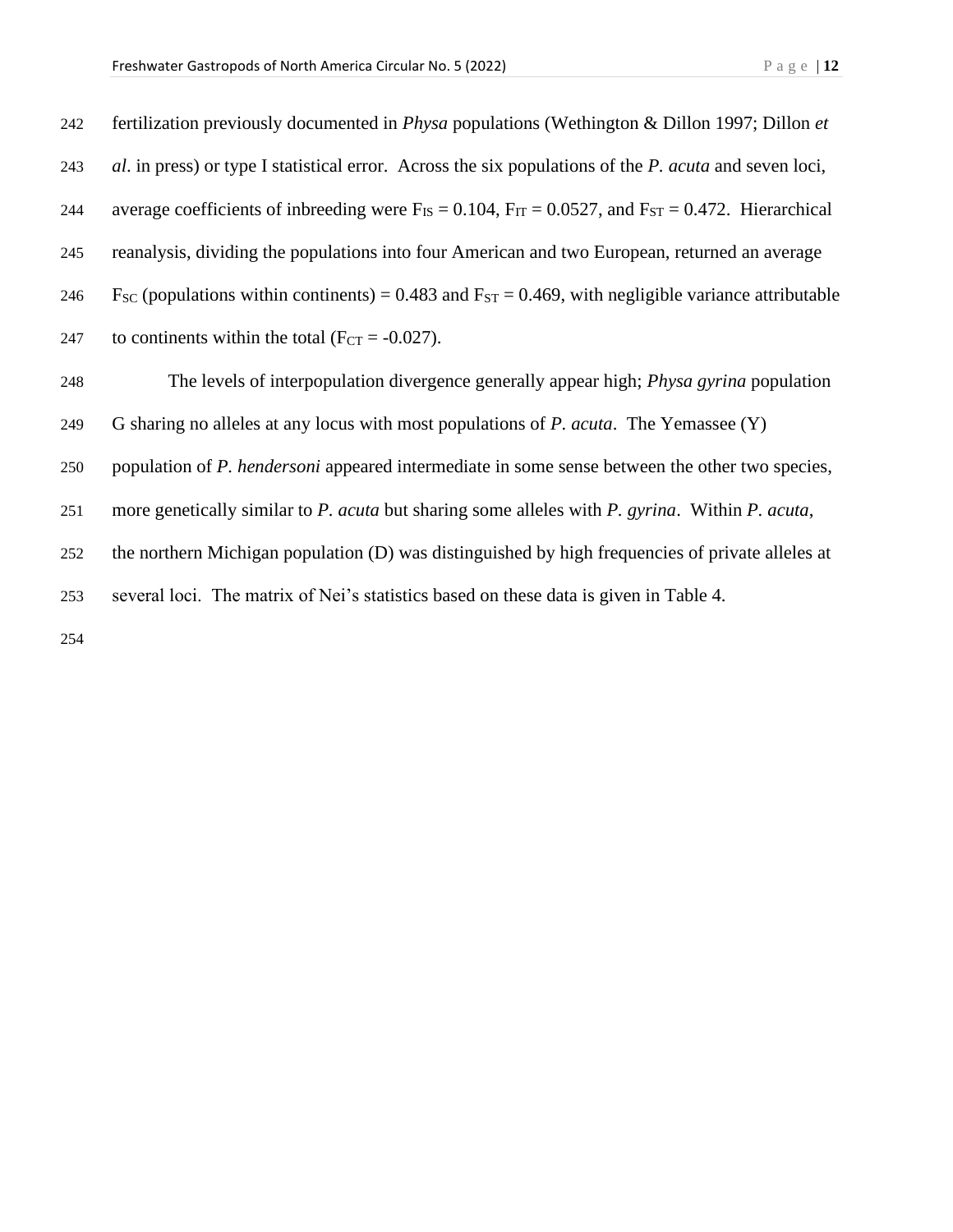fertilization previously documented in *Physa* populations (Wethington & Dillon 1997; Dillon *et al*. in press) or type I statistical error. Across the six populations of the *P. acuta* and seven loci, average coefficients of inbreeding were $F_{IS} = 0.104$, $F_{IT} = 0.0527$, and $F_{ST} = 0.472$. Hierarchical reanalysis, dividing the populations into four American and two European, returned an average $F_{SC}$ (populations within continents) = 0.483 and $F_{ST} = 0.469$, with negligible variance attributable to continents within the total ($F_{CT} = -0.027$).

The levels of interpopulation divergence generally appear high; *Physa gyrina* population G sharing no alleles at any locus with most populations of *P. acuta*. The Yemassee (Y) population of *P. hendersoni* appeared intermediate in some sense between the other two species, more genetically similar to *P. acuta* but sharing some alleles with *P. gyrina*. Within *P. acuta*, the northern Michigan population (D) was distinguished by high frequencies of private alleles at several loci. The matrix of Nei's statistics based on these data is given in Table 4.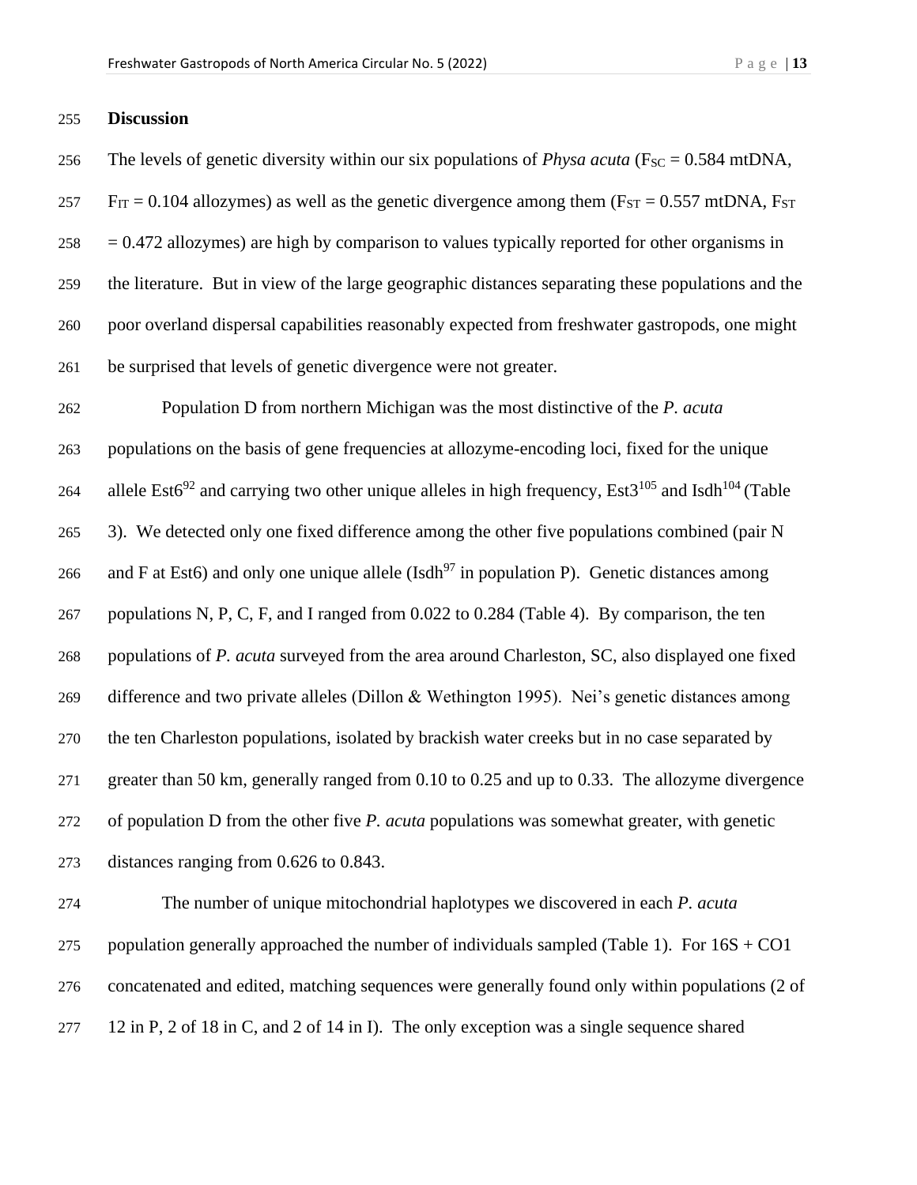## Discussion

The levels of genetic diversity within our six populations of *Physa acuta* ($F_{SC}$ = 0.584 mtDNA, $F_{IT}$ = 0.104 allozymes) as well as the genetic divergence among them ($F_{ST}$ = 0.557 mtDNA, $F_{ST}$ = 0.472 allozymes) are high by comparison to values typically reported for other organisms in the literature. But in view of the large geographic distances separating these populations and the poor overland dispersal capabilities reasonably expected from freshwater gastropods, one might be surprised that levels of genetic divergence were not greater.

Population D from northern Michigan was the most distinctive of the *P. acuta* populations on the basis of gene frequencies at allozyme-encoding loci, fixed for the unique allele $Est6^{92}$ and carrying two other unique alleles in high frequency, $Est3^{105}$ and $Isdh^{104}$ (Table 3). We detected only one fixed difference among the other five populations combined (pair N and F at Est6) and only one unique allele ($Isdh^{97}$ in population P). Genetic distances among populations N, P, C, F, and I ranged from 0.022 to 0.284 (Table 4). By comparison, the ten populations of *P. acuta* surveyed from the area around Charleston, SC, also displayed one fixed difference and two private alleles (Dillon & Wethington 1995). Nei's genetic distances among the ten Charleston populations, isolated by brackish water creeks but in no case separated by greater than 50 km, generally ranged from 0.10 to 0.25 and up to 0.33. The allozyme divergence of population D from the other five *P. acuta* populations was somewhat greater, with genetic distances ranging from 0.626 to 0.843.

The number of unique mitochondrial haplotypes we discovered in each *P. acuta* population generally approached the number of individuals sampled (Table 1). For 16S + CO1 concatenated and edited, matching sequences were generally found only within populations (2 of 12 in P, 2 of 18 in C, and 2 of 14 in I). The only exception was a single sequence shared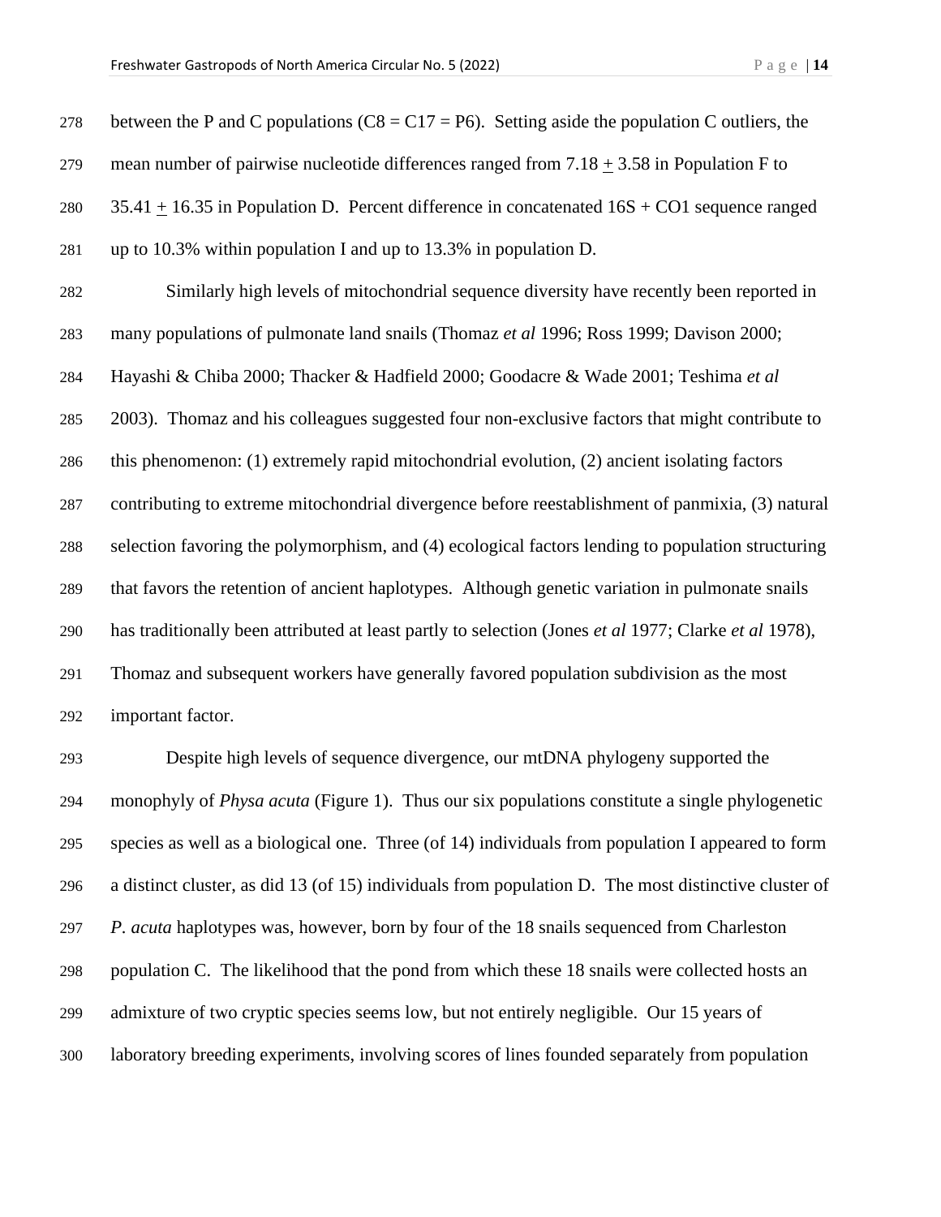between the P and C populations (C8 = C17 = P6). Setting aside the population C outliers, the mean number of pairwise nucleotide differences ranged from 7.18 $\pm$ 3.58 in Population F to 35.41 $\pm$ 16.35 in Population D. Percent difference in concatenated 16S + CO1 sequence ranged up to 10.3% within population I and up to 13.3% in population D.

Similarly high levels of mitochondrial sequence diversity have recently been reported in many populations of pulmonate land snails (Thomaz *et al* 1996; Ross 1999; Davison 2000; Hayashi & Chiba 2000; Thacker & Hadfield 2000; Goodacre & Wade 2001; Teshima *et al* 2003). Thomaz and his colleagues suggested four non-exclusive factors that might contribute to this phenomenon: (1) extremely rapid mitochondrial evolution, (2) ancient isolating factors contributing to extreme mitochondrial divergence before reestablishment of panmixia, (3) natural selection favoring the polymorphism, and (4) ecological factors lending to population structuring that favors the retention of ancient haplotypes. Although genetic variation in pulmonate snails has traditionally been attributed at least partly to selection (Jones *et al* 1977; Clarke *et al* 1978), Thomaz and subsequent workers have generally favored population subdivision as the most important factor.

Despite high levels of sequence divergence, our mtDNA phylogeny supported the monophyly of *Physa acuta* (Figure 1). Thus our six populations constitute a single phylogenetic species as well as a biological one. Three (of 14) individuals from population I appeared to form a distinct cluster, as did 13 (of 15) individuals from population D. The most distinctive cluster of *P. acuta* haplotypes was, however, born by four of the 18 snails sequenced from Charleston population C. The likelihood that the pond from which these 18 snails were collected hosts an admixture of two cryptic species seems low, but not entirely negligible. Our 15 years of laboratory breeding experiments, involving scores of lines founded separately from population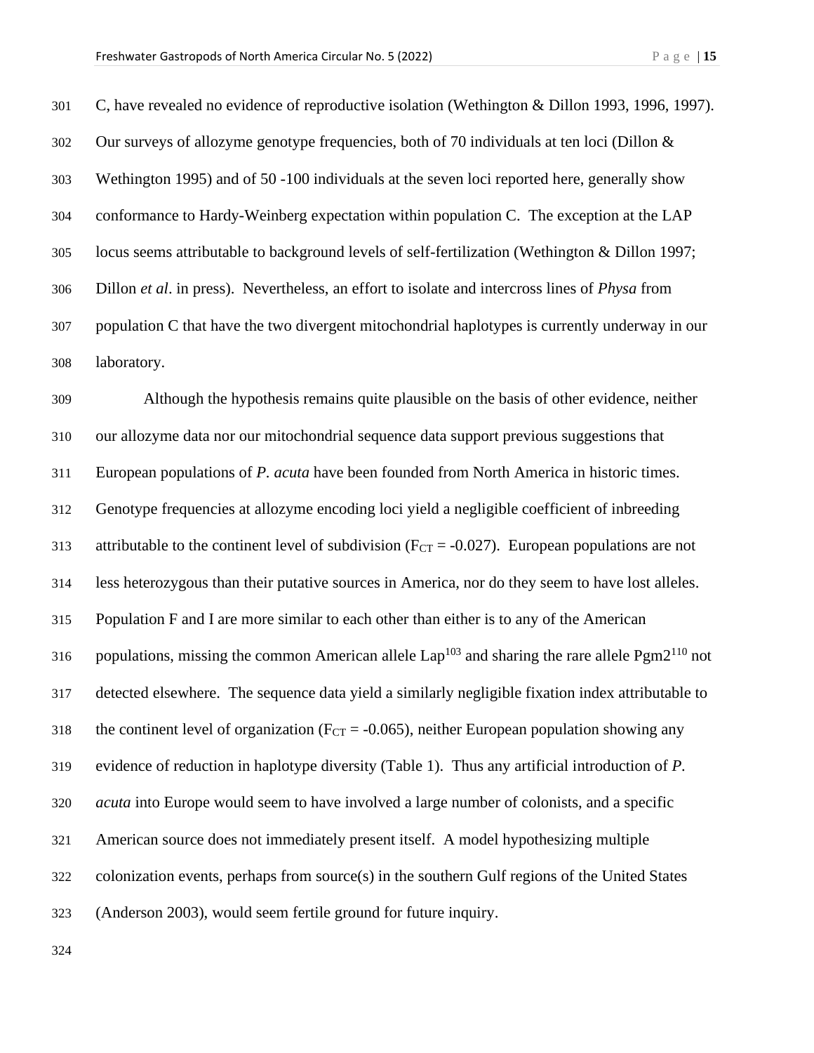C, have revealed no evidence of reproductive isolation (Wethington & Dillon 1993, 1996, 1997). Our surveys of allozyme genotype frequencies, both of 70 individuals at ten loci (Dillon & Wethington 1995) and of 50 -100 individuals at the seven loci reported here, generally show conformance to Hardy-Weinberg expectation within population C. The exception at the LAP locus seems attributable to background levels of self-fertilization (Wethington & Dillon 1997; Dillon *et al*. in press). Nevertheless, an effort to isolate and intercross lines of *Physa* from population C that have the two divergent mitochondrial haplotypes is currently underway in our laboratory.

Although the hypothesis remains quite plausible on the basis of other evidence, neither our allozyme data nor our mitochondrial sequence data support previous suggestions that European populations of *P. acuta* have been founded from North America in historic times. Genotype frequencies at allozyme encoding loci yield a negligible coefficient of inbreeding attributable to the continent level of subdivision ($F_{CT} = -0.027$). European populations are not less heterozygous than their putative sources in America, nor do they seem to have lost alleles. Population F and I are more similar to each other than either is to any of the American populations, missing the common American allele $Lap^{103}$ and sharing the rare allele $Pgm2^{110}$ not detected elsewhere. The sequence data yield a similarly negligible fixation index attributable to the continent level of organization ($F_{CT} = -0.065$), neither European population showing any evidence of reduction in haplotype diversity (Table 1). Thus any artificial introduction of *P. acuta* into Europe would seem to have involved a large number of colonists, and a specific American source does not immediately present itself. A model hypothesizing multiple colonization events, perhaps from source(s) in the southern Gulf regions of the United States (Anderson 2003), would seem fertile ground for future inquiry.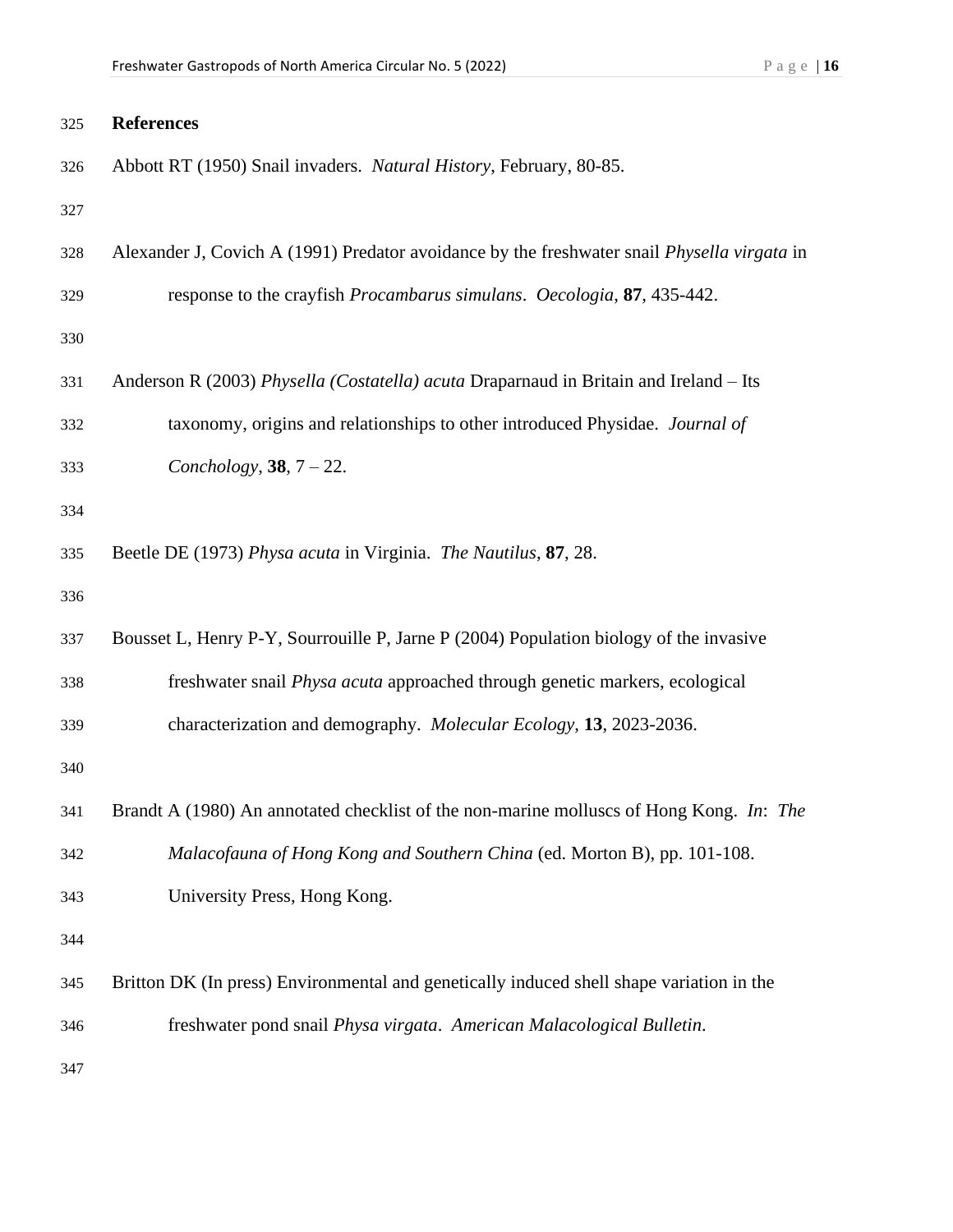## References

Abbott RT (1950) Snail invaders. *Natural History*, February, 80-85.

Alexander J, Covich A (1991) Predator avoidance by the freshwater snail *Physella virgata* in response to the crayfish *Procambarus simulans*. *Oecologia*, **87**, 435-442.

Anderson R (2003) *Physella (Costatella) acuta* Draparnaud in Britain and Ireland – Its taxonomy, origins and relationships to other introduced Physidae. *Journal of Conchology*, **38**, 7 – 22.

Beetle DE (1973) *Physa acuta* in Virginia. *The Nautilus*, **87**, 28.

Bousset L, Henry P-Y, Sourrouille P, Jarne P (2004) Population biology of the invasive freshwater snail *Physa acuta* approached through genetic markers, ecological characterization and demography. *Molecular Ecology*, **13**, 2023-2036.

Brandt A (1980) An annotated checklist of the non-marine molluscs of Hong Kong. *In*: *The Malacofauna of Hong Kong and Southern China* (ed. Morton B), pp. 101-108. University Press, Hong Kong.

Britton DK (In press) Environmental and genetically induced shell shape variation in the freshwater pond snail *Physa virgata*. *American Malacological Bulletin*.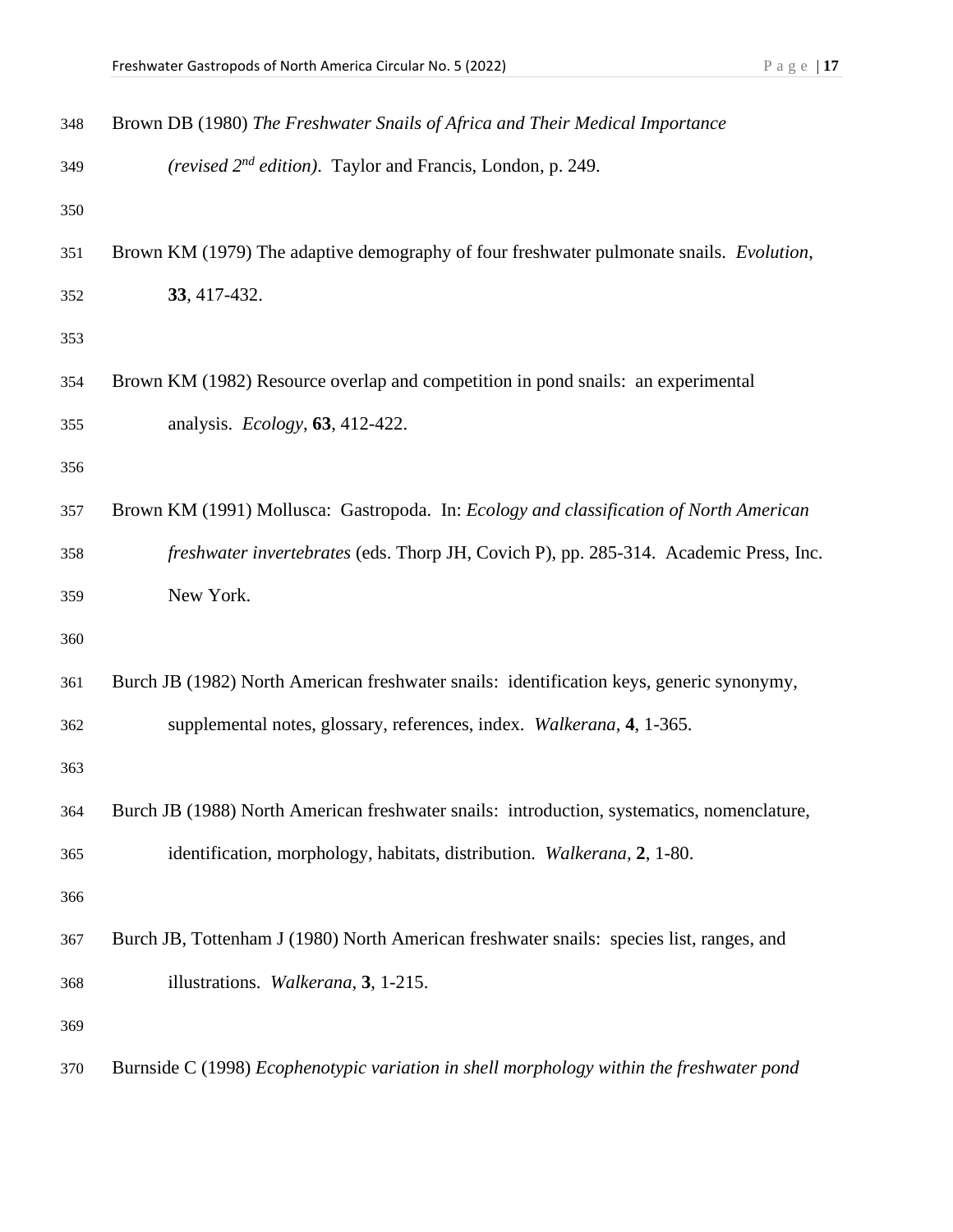Brown DB (1980) *The Freshwater Snails of Africa and Their Medical Importance (revised 2nd edition)*. Taylor and Francis, London, p. 249.

Brown KM (1979) The adaptive demography of four freshwater pulmonate snails. *Evolution*, **33**, 417-432.

Brown KM (1982) Resource overlap and competition in pond snails: an experimental analysis. *Ecology*, **63**, 412-422.

Brown KM (1991) Mollusca: Gastropoda. In: *Ecology and classification of North American freshwater invertebrates* (eds. Thorp JH, Covich P), pp. 285-314. Academic Press, Inc. New York.

Burch JB (1982) North American freshwater snails: identification keys, generic synonymy, supplemental notes, glossary, references, index. *Walkerana*, **4**, 1-365.

Burch JB (1988) North American freshwater snails: introduction, systematics, nomenclature, identification, morphology, habitats, distribution. *Walkerana*, **2**, 1-80.

Burch JB, Tottenham J (1980) North American freshwater snails: species list, ranges, and illustrations. *Walkerana*, **3**, 1-215.

Burnside C (1998) *Ecophenotypic variation in shell morphology within the freshwater pond*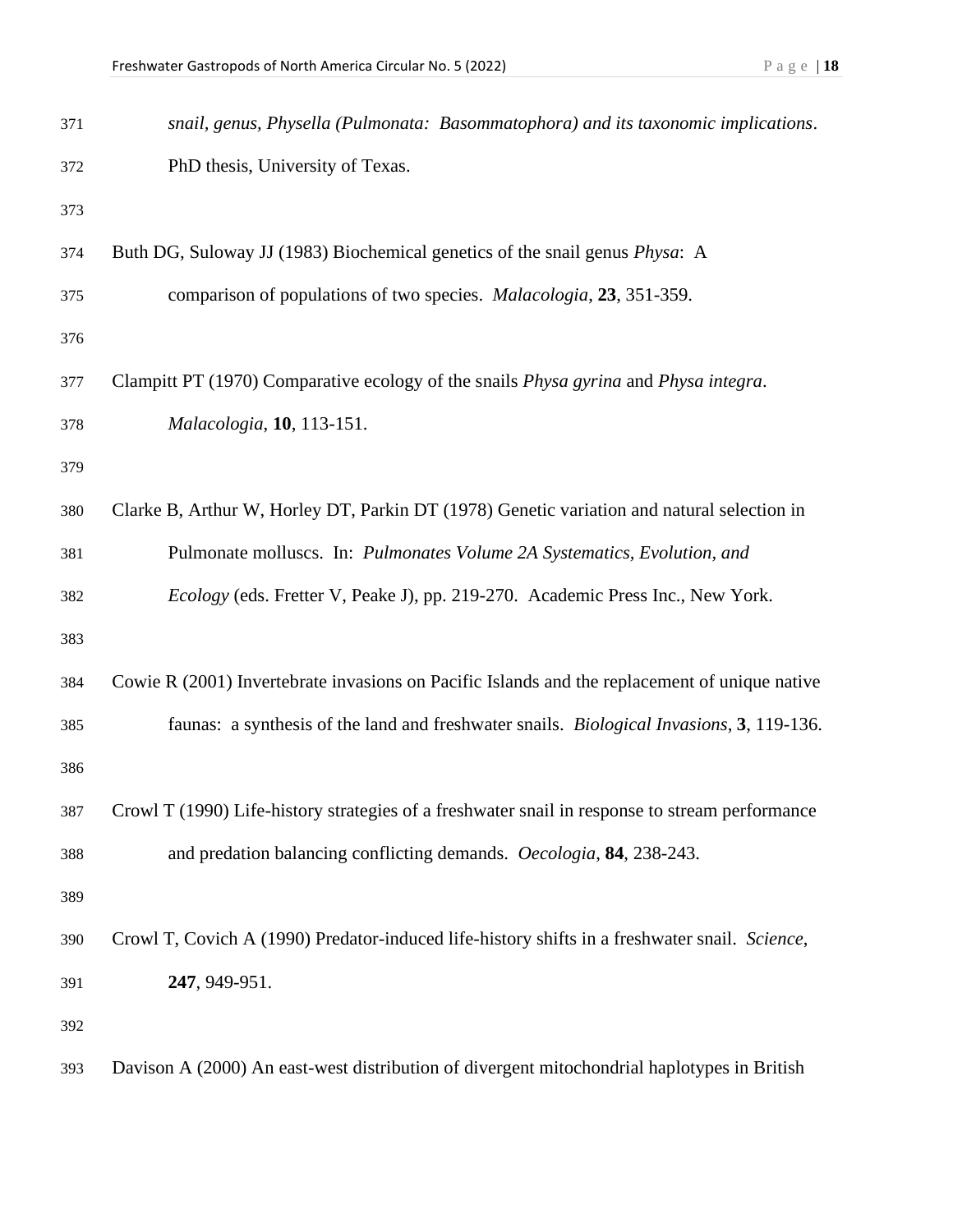*snail, genus, Physella (Pulmonata: Basommatophora) and its taxonomic implications*. PhD thesis, University of Texas.

Buth DG, Suloway JJ (1983) Biochemical genetics of the snail genus *Physa*: A comparison of populations of two species. *Malacologia*, **23**, 351-359.

Clampitt PT (1970) Comparative ecology of the snails *Physa gyrina* and *Physa integra*. *Malacologia*, **10**, 113-151.

Clarke B, Arthur W, Horley DT, Parkin DT (1978) Genetic variation and natural selection in Pulmonate molluscs. In: *Pulmonates Volume 2A Systematics, Evolution, and Ecology* (eds. Fretter V, Peake J), pp. 219-270. Academic Press Inc., New York.

Cowie R (2001) Invertebrate invasions on Pacific Islands and the replacement of unique native faunas: a synthesis of the land and freshwater snails. *Biological Invasions*, **3**, 119-136.

Crowl T (1990) Life-history strategies of a freshwater snail in response to stream performance and predation balancing conflicting demands. *Oecologia*, **84**, 238-243.

Crowl T, Covich A (1990) Predator-induced life-history shifts in a freshwater snail. *Science*, **247**, 949-951.

Davison A (2000) An east-west distribution of divergent mitochondrial haplotypes in British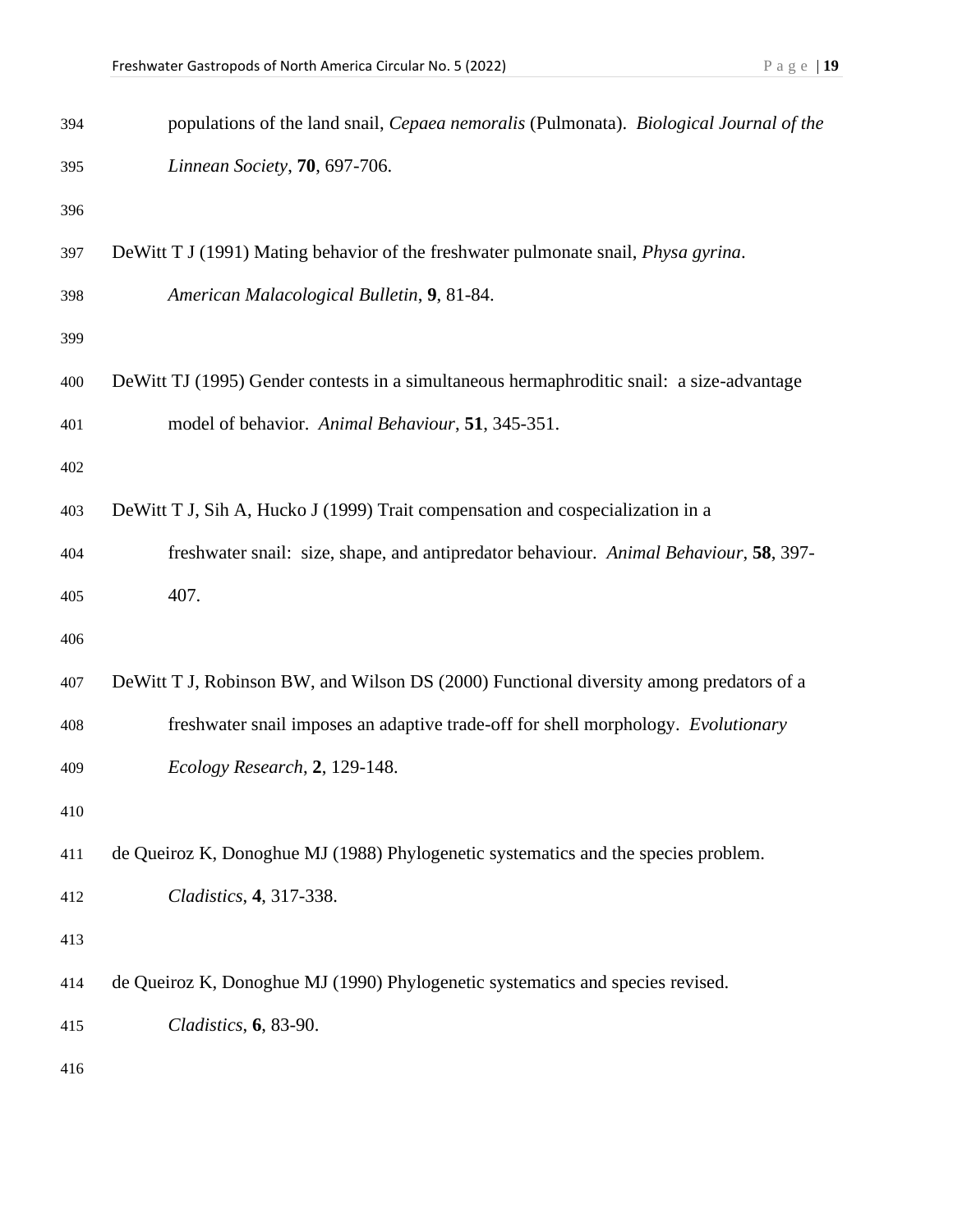populations of the land snail, *Cepaea nemoralis* (Pulmonata). *Biological Journal of the Linnean Society*, **70**, 697-706.

DeWitt T J (1991) Mating behavior of the freshwater pulmonate snail, *Physa gyrina*. *American Malacological Bulletin*, **9**, 81-84.

DeWitt TJ (1995) Gender contests in a simultaneous hermaphroditic snail: a size-advantage model of behavior. *Animal Behaviour*, **51**, 345-351.

DeWitt T J, Sih A, Hucko J (1999) Trait compensation and cospecialization in a freshwater snail: size, shape, and antipredator behaviour. *Animal Behaviour*, **58**, 397-407.

DeWitt T J, Robinson BW, and Wilson DS (2000) Functional diversity among predators of a freshwater snail imposes an adaptive trade-off for shell morphology. *Evolutionary Ecology Research*, **2**, 129-148.

de Queiroz K, Donoghue MJ (1988) Phylogenetic systematics and the species problem. *Cladistics*, **4**, 317-338.

de Queiroz K, Donoghue MJ (1990) Phylogenetic systematics and species revised. *Cladistics*, **6**, 83-90.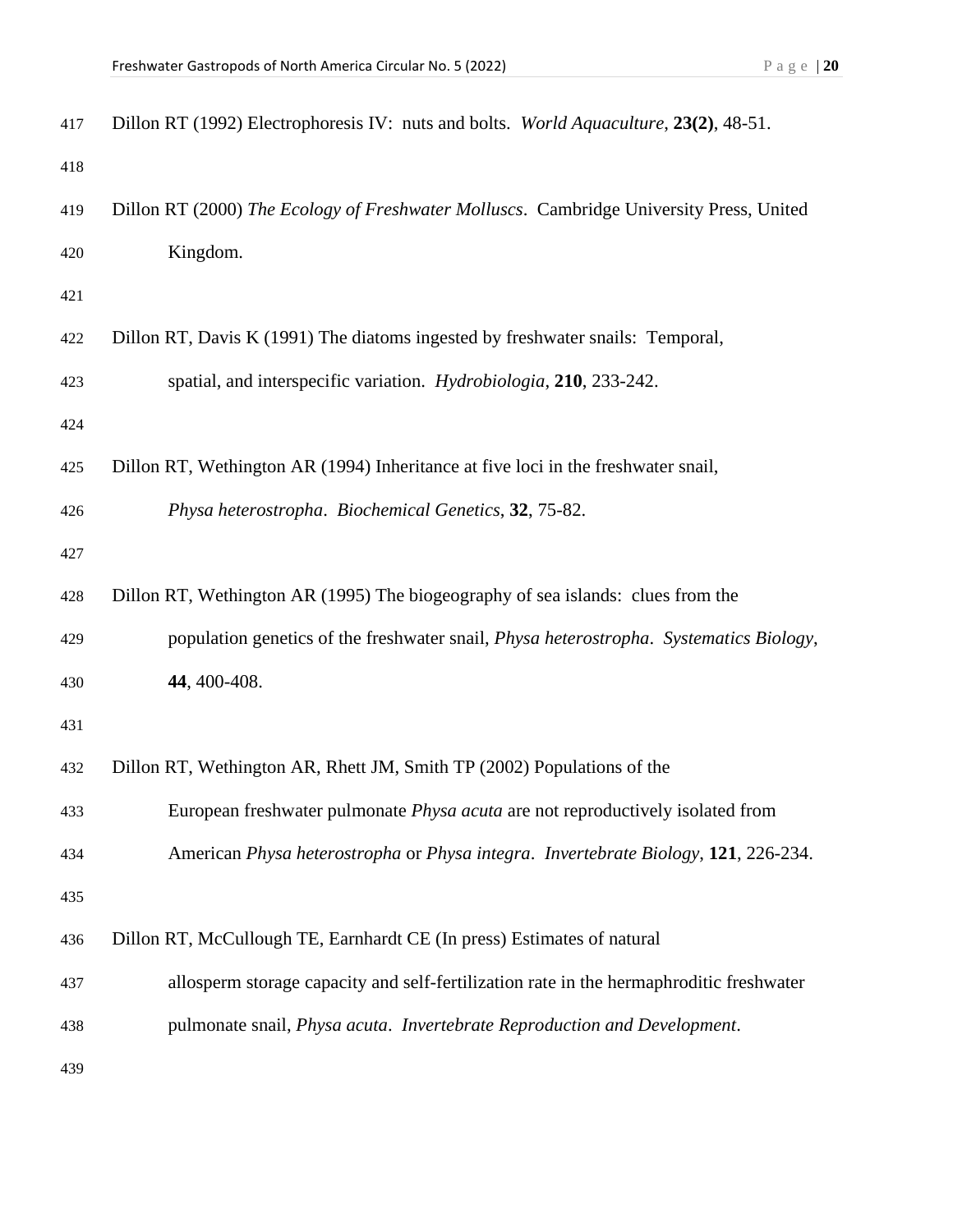Dillon RT (1992) Electrophoresis IV: nuts and bolts. *World Aquaculture*, **23(2)**, 48-51.

Dillon RT (2000) *The Ecology of Freshwater Molluscs*. Cambridge University Press, United Kingdom.

Dillon RT, Davis K (1991) The diatoms ingested by freshwater snails: Temporal, spatial, and interspecific variation. *Hydrobiologia*, **210**, 233-242.

Dillon RT, Wethington AR (1994) Inheritance at five loci in the freshwater snail, *Physa heterostropha*. *Biochemical Genetics*, **32**, 75-82.

Dillon RT, Wethington AR (1995) The biogeography of sea islands: clues from the population genetics of the freshwater snail, *Physa heterostropha*. *Systematics Biology*, **44**, 400-408.

Dillon RT, Wethington AR, Rhett JM, Smith TP (2002) Populations of the European freshwater pulmonate *Physa acuta* are not reproductively isolated from American *Physa heterostropha* or *Physa integra*. *Invertebrate Biology*, **121**, 226-234.

Dillon RT, McCullough TE, Earnhardt CE (In press) Estimates of natural allosperm storage capacity and self-fertilization rate in the hermaphroditic freshwater pulmonate snail, *Physa acuta*. *Invertebrate Reproduction and Development*.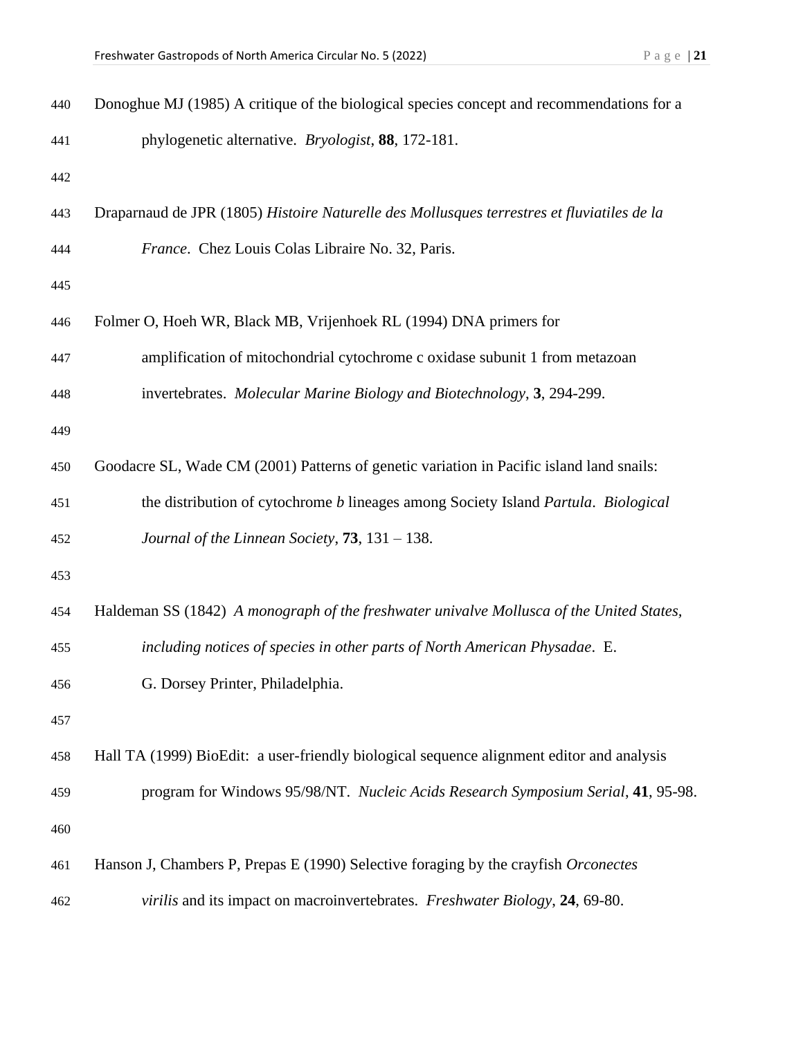Donoghue MJ (1985) A critique of the biological species concept and recommendations for a phylogenetic alternative. *Bryologist*, **88**, 172-181.

Draparnaud de JPR (1805) *Histoire Naturelle des Mollusques terrestres et fluviatiles de la France*. Chez Louis Colas Libraire No. 32, Paris.

Folmer O, Hoeh WR, Black MB, Vrijenhoek RL (1994) DNA primers for amplification of mitochondrial cytochrome c oxidase subunit 1 from metazoan invertebrates. *Molecular Marine Biology and Biotechnology*, **3**, 294-299.

Goodacre SL, Wade CM (2001) Patterns of genetic variation in Pacific island land snails: the distribution of cytochrome *b* lineages among Society Island *Partula*. *Biological Journal of the Linnean Society*, **73**, 131 – 138.

Haldeman SS (1842) *A monograph of the freshwater univalve Mollusca of the United States, including notices of species in other parts of North American Physadae*. E. G. Dorsey Printer, Philadelphia.

Hall TA (1999) BioEdit: a user-friendly biological sequence alignment editor and analysis program for Windows 95/98/NT. *Nucleic Acids Research Symposium Serial*, **41**, 95-98.

Hanson J, Chambers P, Prepas E (1990) Selective foraging by the crayfish *Orconectes virilis* and its impact on macroinvertebrates. *Freshwater Biology*, **24**, 69-80.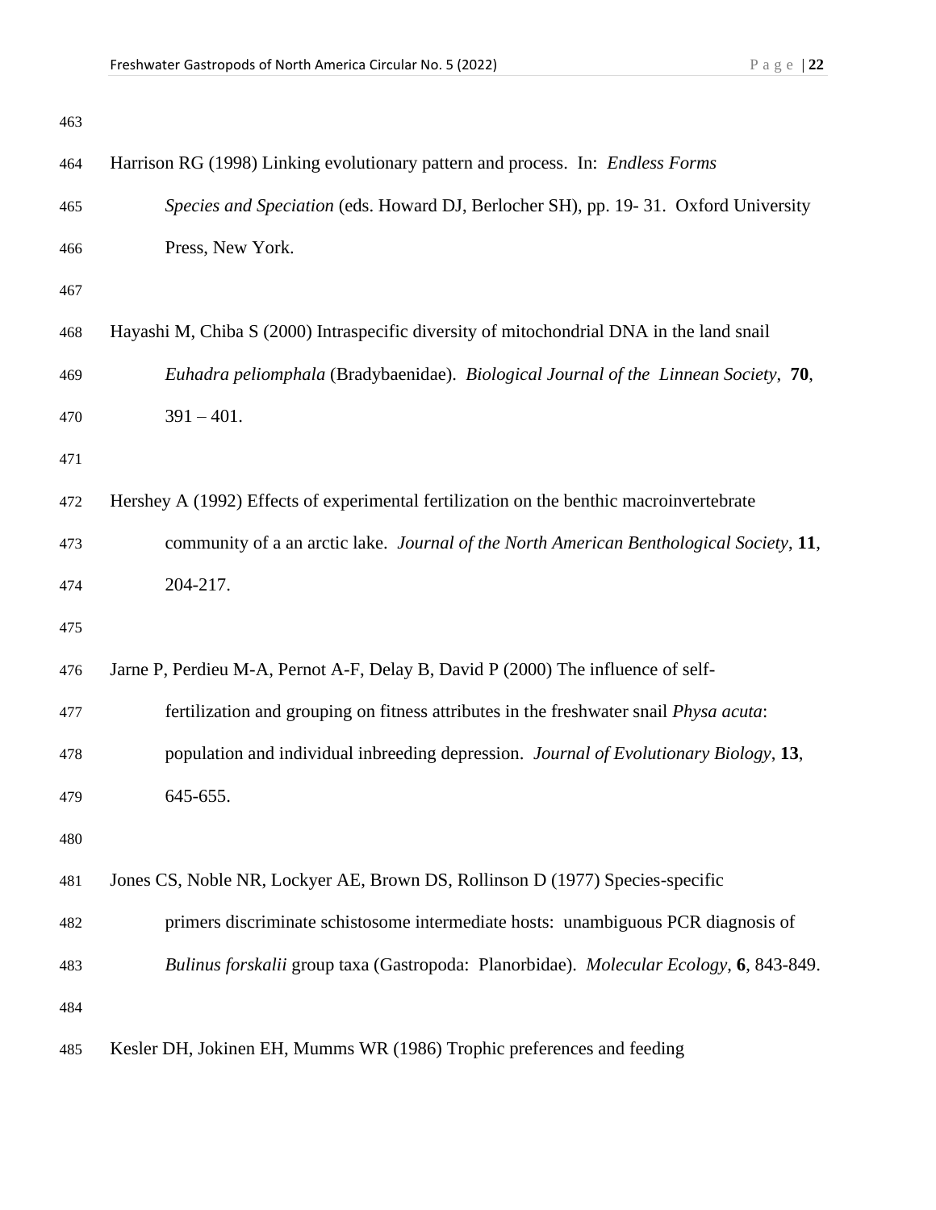Harrison RG (1998) Linking evolutionary pattern and process. In: *Endless Forms Species and Speciation* (eds. Howard DJ, Berlocher SH), pp. 19- 31. Oxford University Press, New York.

Hayashi M, Chiba S (2000) Intraspecific diversity of mitochondrial DNA in the land snail *Euhadra peliomphala* (Bradybaenidae). *Biological Journal of the Linnean Society*, **70**, 391 – 401.

Hershey A (1992) Effects of experimental fertilization on the benthic macroinvertebrate community of a an arctic lake. *Journal of the North American Benthological Society*, **11**, 204-217.

Jarne P, Perdieu M-A, Pernot A-F, Delay B, David P (2000) The influence of self-fertilization and grouping on fitness attributes in the freshwater snail *Physa acuta*: population and individual inbreeding depression. *Journal of Evolutionary Biology*, **13**, 645-655.

Jones CS, Noble NR, Lockyer AE, Brown DS, Rollinson D (1977) Species-specific primers discriminate schistosome intermediate hosts: unambiguous PCR diagnosis of *Bulinus forskalii* group taxa (Gastropoda: Planorbidae). *Molecular Ecology*, **6**, 843-849.

Kesler DH, Jokinen EH, Mumms WR (1986) Trophic preferences and feeding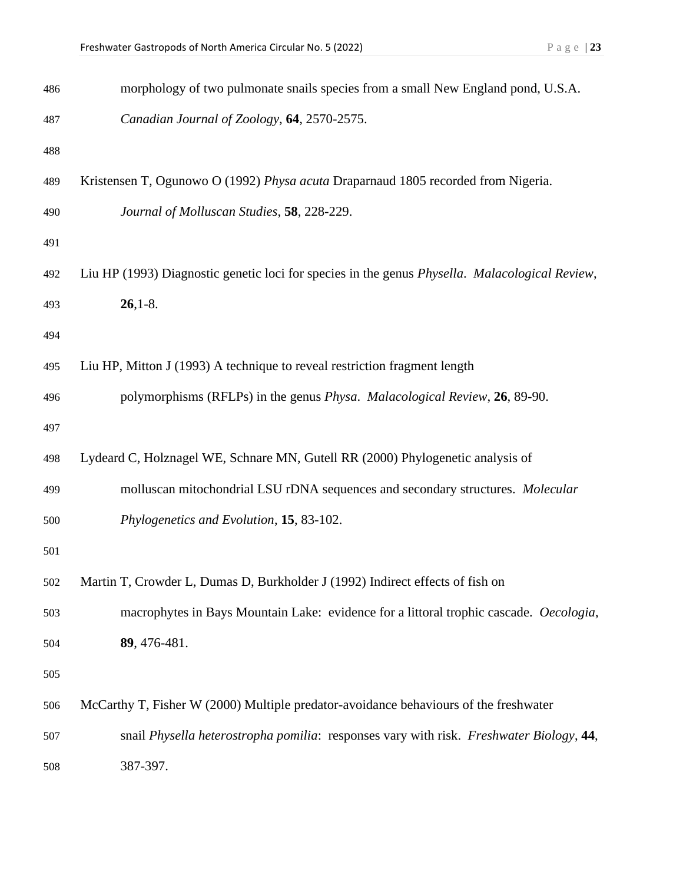morphology of two pulmonate snails species from a small New England pond, U.S.A. *Canadian Journal of Zoology*, **64**, 2570-2575.

Kristensen T, Ogunowo O (1992) *Physa acuta* Draparnaud 1805 recorded from Nigeria. *Journal of Molluscan Studies*, **58**, 228-229.

Liu HP (1993) Diagnostic genetic loci for species in the genus *Physella*. *Malacological Review*, **26**,1-8.

Liu HP, Mitton J (1993) A technique to reveal restriction fragment length polymorphisms (RFLPs) in the genus *Physa*. *Malacological Review*, **26**, 89-90.

Lydeard C, Holznagel WE, Schnare MN, Gutell RR (2000) Phylogenetic analysis of molluscan mitochondrial LSU rDNA sequences and secondary structures. *Molecular Phylogenetics and Evolution*, **15**, 83-102.

Martin T, Crowder L, Dumas D, Burkholder J (1992) Indirect effects of fish on macrophytes in Bays Mountain Lake: evidence for a littoral trophic cascade. *Oecologia*, **89**, 476-481.

McCarthy T, Fisher W (2000) Multiple predator-avoidance behaviours of the freshwater snail *Physella heterostropha pomilia*: responses vary with risk. *Freshwater Biology*, **44**, 387-397.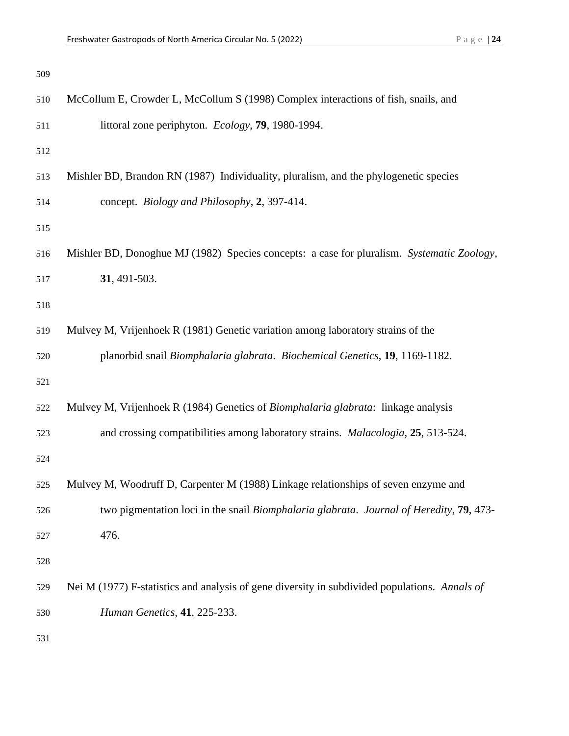McCollum E, Crowder L, McCollum S (1998) Complex interactions of fish, snails, and littoral zone periphyton. *Ecology*, **79**, 1980-1994.

Mishler BD, Brandon RN (1987) Individuality, pluralism, and the phylogenetic species concept. *Biology and Philosophy*, **2**, 397-414.

Mishler BD, Donoghue MJ (1982) Species concepts: a case for pluralism. *Systematic Zoology*, **31**, 491-503.

Mulvey M, Vrijenhoek R (1981) Genetic variation among laboratory strains of the planorbid snail *Biomphalaria glabrata*. *Biochemical Genetics*, **19**, 1169-1182.

Mulvey M, Vrijenhoek R (1984) Genetics of *Biomphalaria glabrata*: linkage analysis and crossing compatibilities among laboratory strains. *Malacologia*, **25**, 513-524.

Mulvey M, Woodruff D, Carpenter M (1988) Linkage relationships of seven enzyme and two pigmentation loci in the snail *Biomphalaria glabrata*. *Journal of Heredity*, **79**, 473-476.

Nei M (1977) F-statistics and analysis of gene diversity in subdivided populations. *Annals of Human Genetics*, **41**, 225-233.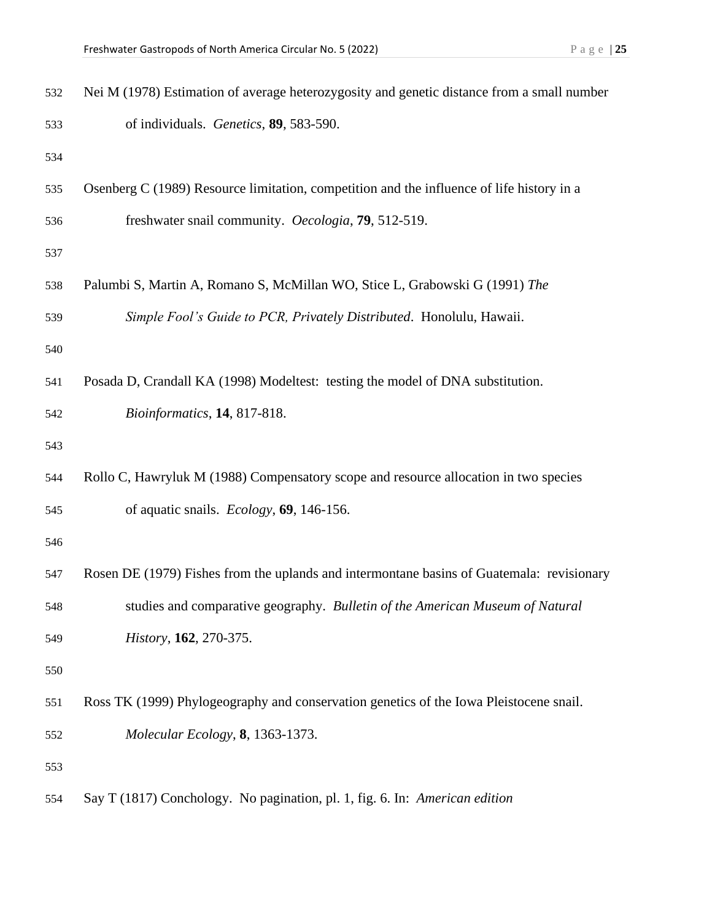Nei M (1978) Estimation of average heterozygosity and genetic distance from a small number of individuals. *Genetics*, **89**, 583-590.

Osenberg C (1989) Resource limitation, competition and the influence of life history in a freshwater snail community. *Oecologia*, **79**, 512-519.

Palumbi S, Martin A, Romano S, McMillan WO, Stice L, Grabowski G (1991) *The Simple Fool's Guide to PCR, Privately Distributed*. Honolulu, Hawaii.

Posada D, Crandall KA (1998) Modeltest: testing the model of DNA substitution. *Bioinformatics*, **14**, 817-818.

Rollo C, Hawryluk M (1988) Compensatory scope and resource allocation in two species of aquatic snails. *Ecology*, **69**, 146-156.

Rosen DE (1979) Fishes from the uplands and intermontane basins of Guatemala: revisionary studies and comparative geography. *Bulletin of the American Museum of Natural History*, **162**, 270-375.

Ross TK (1999) Phylogeography and conservation genetics of the Iowa Pleistocene snail. *Molecular Ecology*, **8**, 1363-1373.

Say T (1817) Conchology. No pagination, pl. 1, fig. 6. In: *American edition*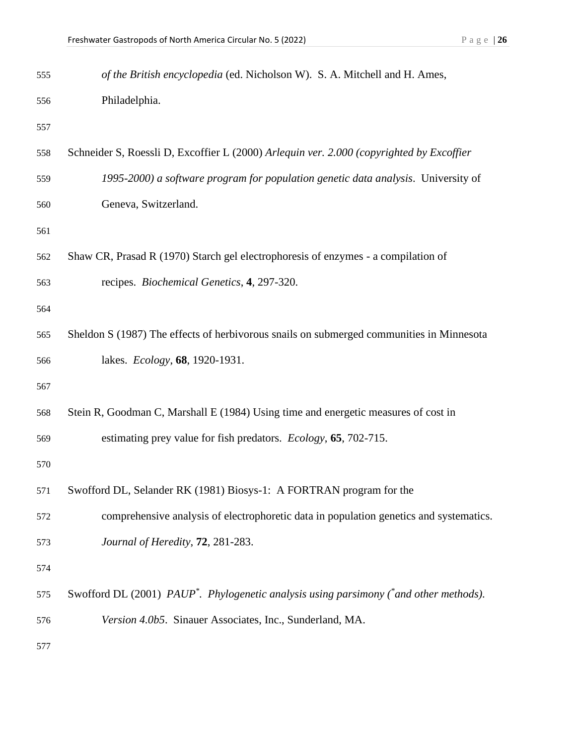*of the British encyclopedia* (ed. Nicholson W). S. A. Mitchell and H. Ames, Philadelphia.

Schneider S, Roessli D, Excoffier L (2000) *Arlequin ver. 2.000 (copyrighted by Excoffier 1995-2000) a software program for population genetic data analysis*. University of Geneva, Switzerland.

Shaw CR, Prasad R (1970) Starch gel electrophoresis of enzymes - a compilation of recipes. *Biochemical Genetics*, **4**, 297-320.

Sheldon S (1987) The effects of herbivorous snails on submerged communities in Minnesota lakes. *Ecology*, **68**, 1920-1931.

Stein R, Goodman C, Marshall E (1984) Using time and energetic measures of cost in estimating prey value for fish predators. *Ecology*, **65**, 702-715.

Swofford DL, Selander RK (1981) Biosys-1: A FORTRAN program for the comprehensive analysis of electrophoretic data in population genetics and systematics. *Journal of Heredity*, **72**, 281-283.

Swofford DL (2001) *PAUP*\*. *Phylogenetic analysis using parsimony (\*and other methods). Version 4.0b5*. Sinauer Associates, Inc., Sunderland, MA.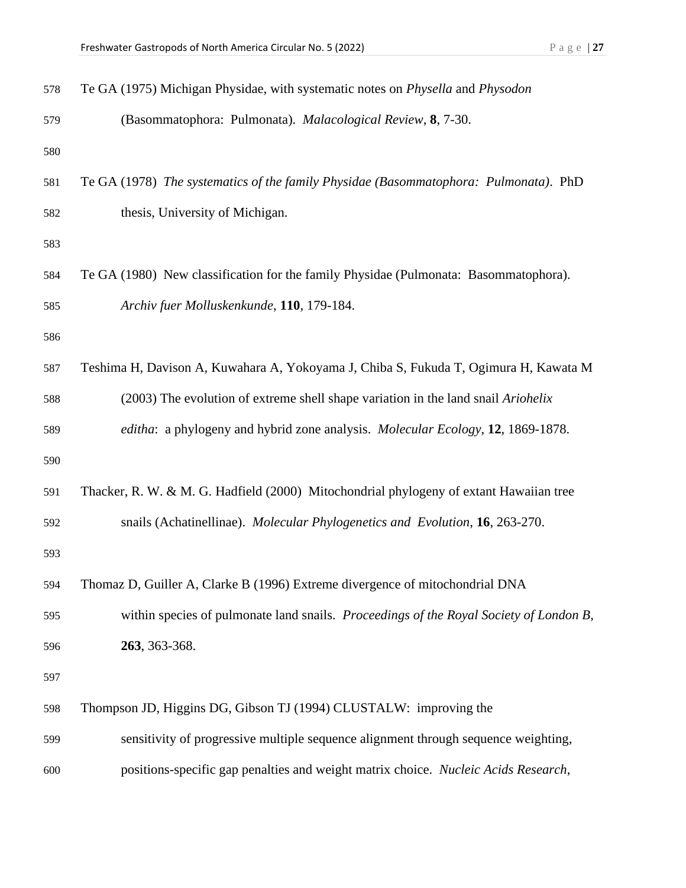Te GA (1975) Michigan Physidae, with systematic notes on *Physella* and *Physodon* (Basommatophora: Pulmonata). *Malacological Review*, **8**, 7-30.

Te GA (1978) *The systematics of the family Physidae (Basommatophora: Pulmonata)*. PhD thesis, University of Michigan.

Te GA (1980) New classification for the family Physidae (Pulmonata: Basommatophora). *Archiv fuer Molluskenkunde*, **110**, 179-184.

Teshima H, Davison A, Kuwahara A, Yokoyama J, Chiba S, Fukuda T, Ogimura H, Kawata M (2003) The evolution of extreme shell shape variation in the land snail *Ariohelix editha*: a phylogeny and hybrid zone analysis. *Molecular Ecology*, **12**, 1869-1878.

Thacker, R. W. & M. G. Hadfield (2000) Mitochondrial phylogeny of extant Hawaiian tree snails (Achatinellinae). *Molecular Phylogenetics and Evolution*, **16**, 263-270.

Thomaz D, Guiller A, Clarke B (1996) Extreme divergence of mitochondrial DNA within species of pulmonate land snails. *Proceedings of the Royal Society of London B*, **263**, 363-368.

Thompson JD, Higgins DG, Gibson TJ (1994) CLUSTALW: improving the sensitivity of progressive multiple sequence alignment through sequence weighting, positions-specific gap penalties and weight matrix choice. *Nucleic Acids Research*,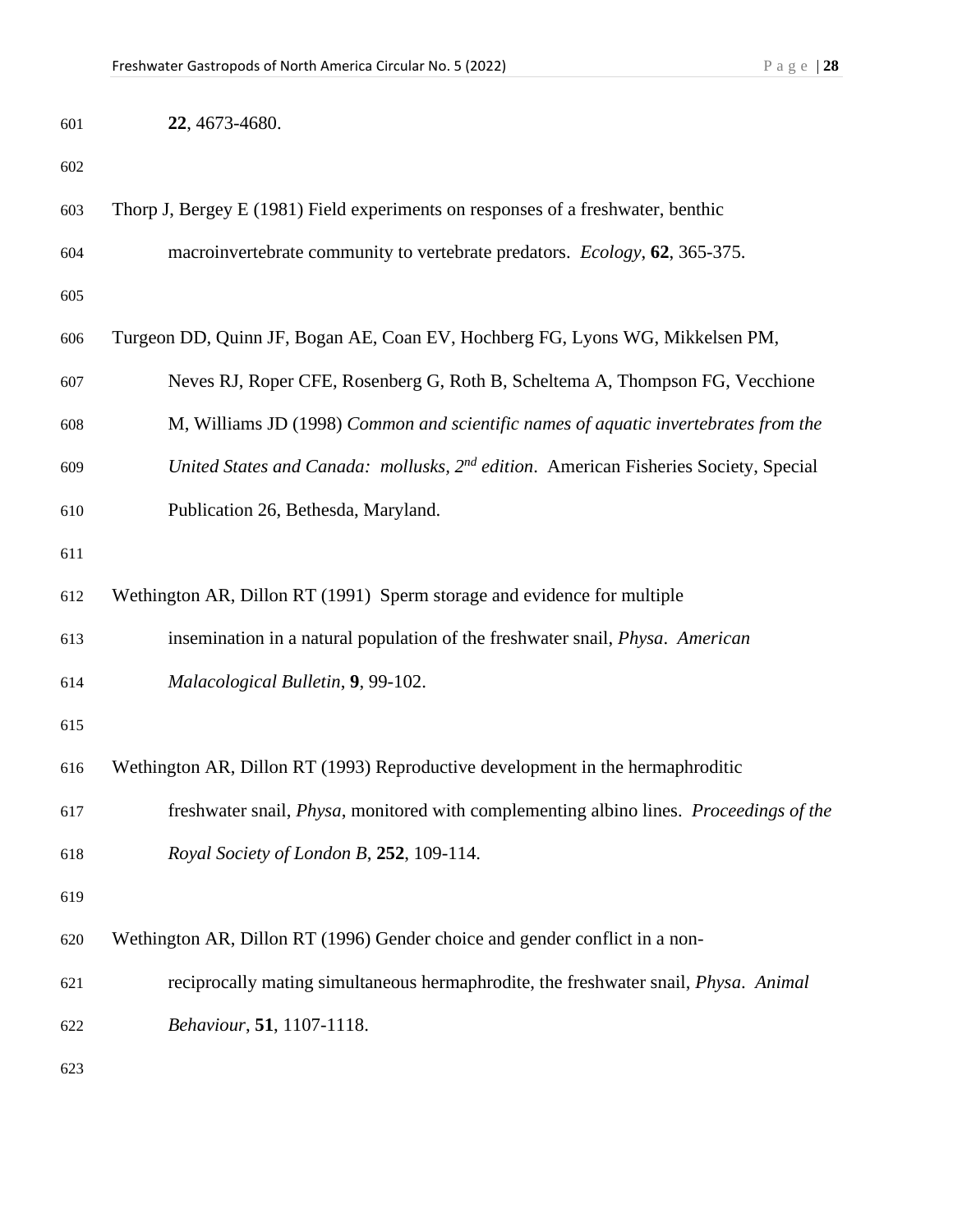**22**, 4673-4680.

Thorp J, Bergey E (1981) Field experiments on responses of a freshwater, benthic macroinvertebrate community to vertebrate predators. *Ecology*, **62**, 365-375.

Turgeon DD, Quinn JF, Bogan AE, Coan EV, Hochberg FG, Lyons WG, Mikkelsen PM, Neves RJ, Roper CFE, Rosenberg G, Roth B, Scheltema A, Thompson FG, Vecchione M, Williams JD (1998) *Common and scientific names of aquatic invertebrates from the United States and Canada: mollusks, 2nd edition*. American Fisheries Society, Special Publication 26, Bethesda, Maryland.

Wethington AR, Dillon RT (1991) Sperm storage and evidence for multiple insemination in a natural population of the freshwater snail, *Physa*. *American Malacological Bulletin*, **9**, 99-102.

Wethington AR, Dillon RT (1993) Reproductive development in the hermaphroditic freshwater snail, *Physa*, monitored with complementing albino lines. *Proceedings of the Royal Society of London B*, **252**, 109-114.

Wethington AR, Dillon RT (1996) Gender choice and gender conflict in a non-reciprocally mating simultaneous hermaphrodite, the freshwater snail, *Physa*. *Animal Behaviour*, **51**, 1107-1118.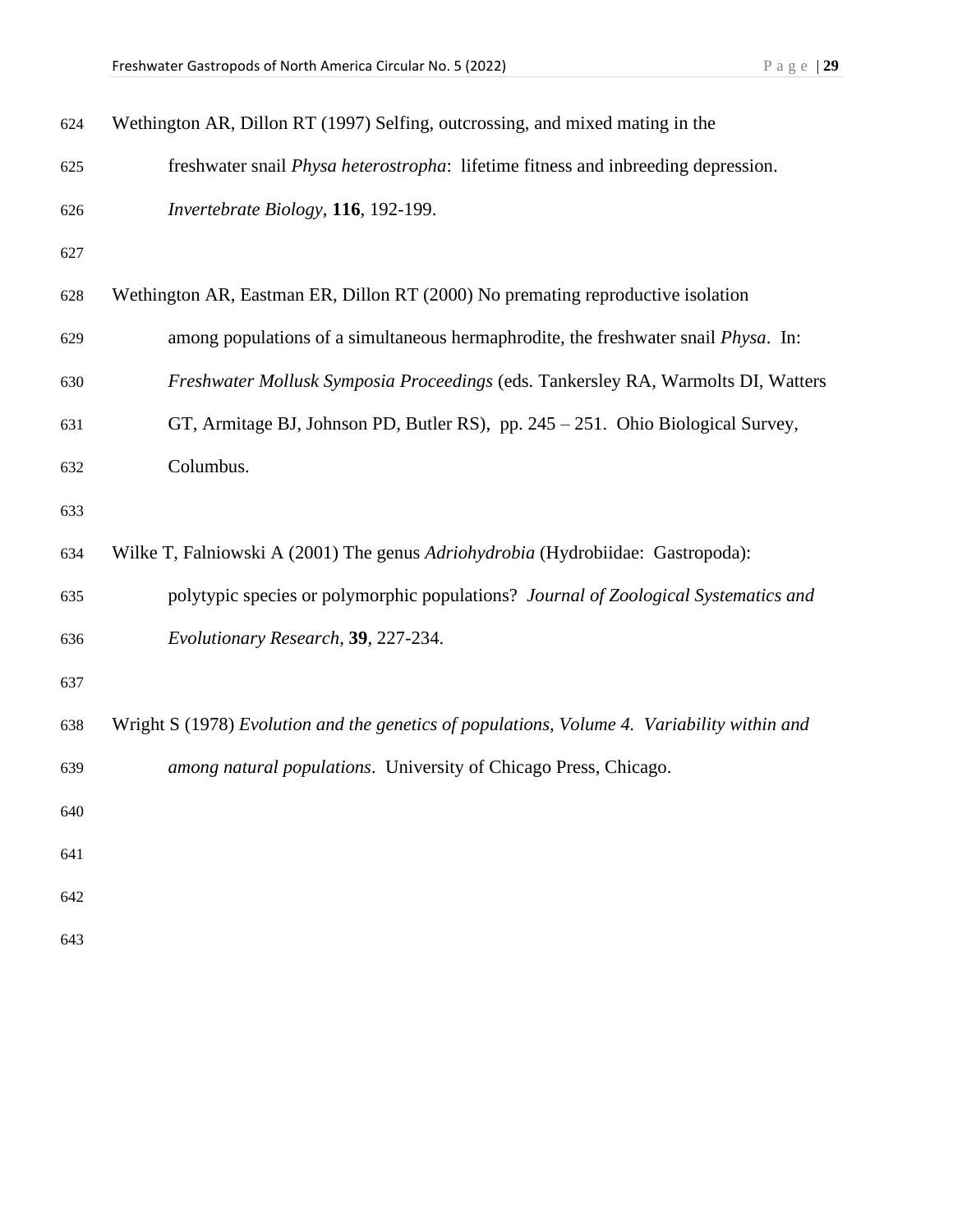Wethington AR, Dillon RT (1997) Selfing, outcrossing, and mixed mating in the freshwater snail *Physa heterostropha*: lifetime fitness and inbreeding depression. *Invertebrate Biology*, **116**, 192-199.

Wethington AR, Eastman ER, Dillon RT (2000) No premating reproductive isolation among populations of a simultaneous hermaphrodite, the freshwater snail *Physa*. In: *Freshwater Mollusk Symposia Proceedings* (eds. Tankersley RA, Warmolts DI, Watters GT, Armitage BJ, Johnson PD, Butler RS), pp. 245 – 251. Ohio Biological Survey, Columbus.

Wilke T, Falniowski A (2001) The genus *Adriohydrobia* (Hydrobiidae: Gastropoda): polytypic species or polymorphic populations? *Journal of Zoological Systematics and Evolutionary Research*, **39**, 227-234.

Wright S (1978) *Evolution and the genetics of populations, Volume 4. Variability within and among natural populations*. University of Chicago Press, Chicago.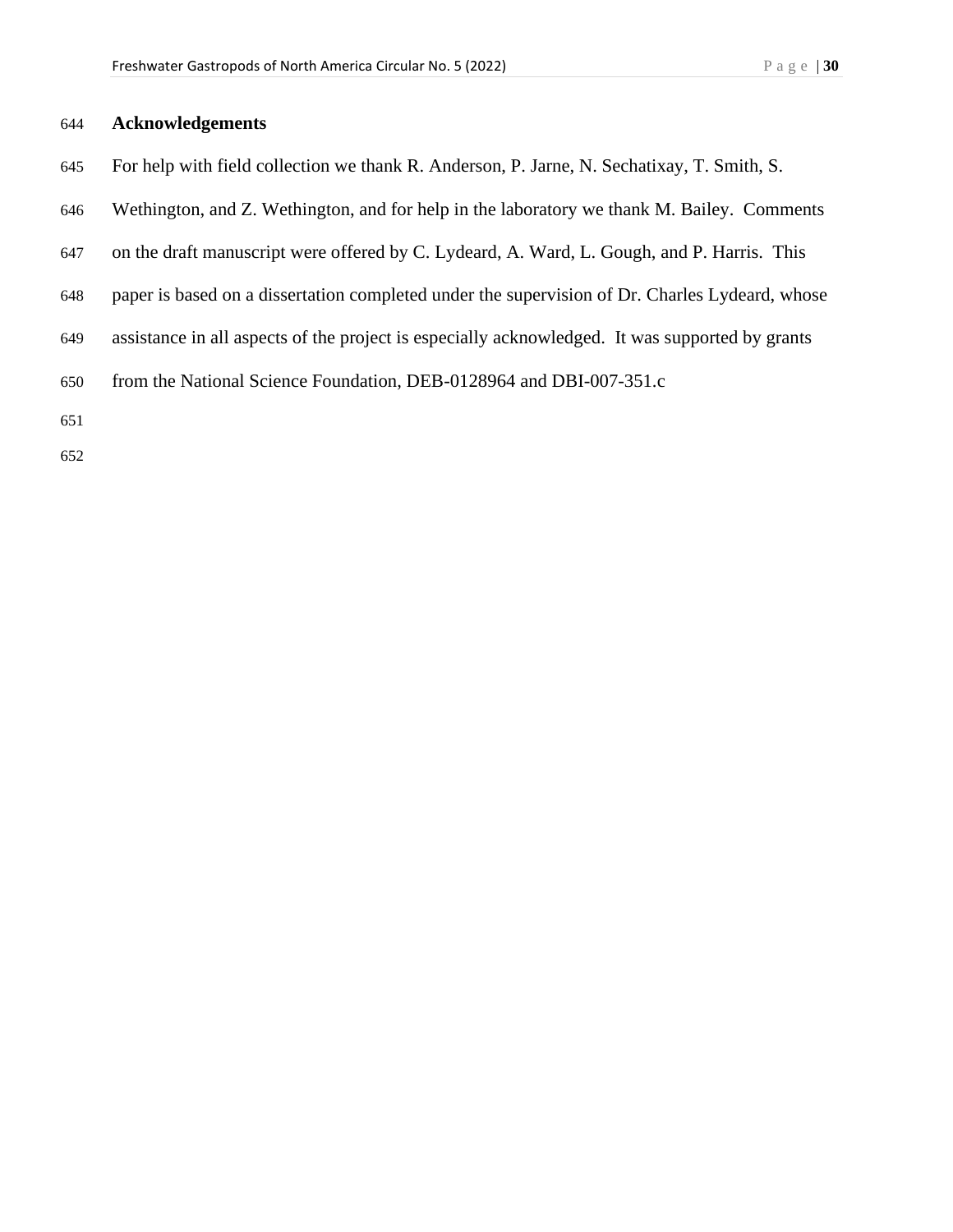## Acknowledgements

For help with field collection we thank R. Anderson, P. Jarne, N. Sechatixay, T. Smith, S. Wethington, and Z. Wethington, and for help in the laboratory we thank M. Bailey. Comments on the draft manuscript were offered by C. Lydeard, A. Ward, L. Gough, and P. Harris. This paper is based on a dissertation completed under the supervision of Dr. Charles Lydeard, whose assistance in all aspects of the project is especially acknowledged. It was supported by grants from the National Science Foundation, DEB-0128964 and DBI-007-351.c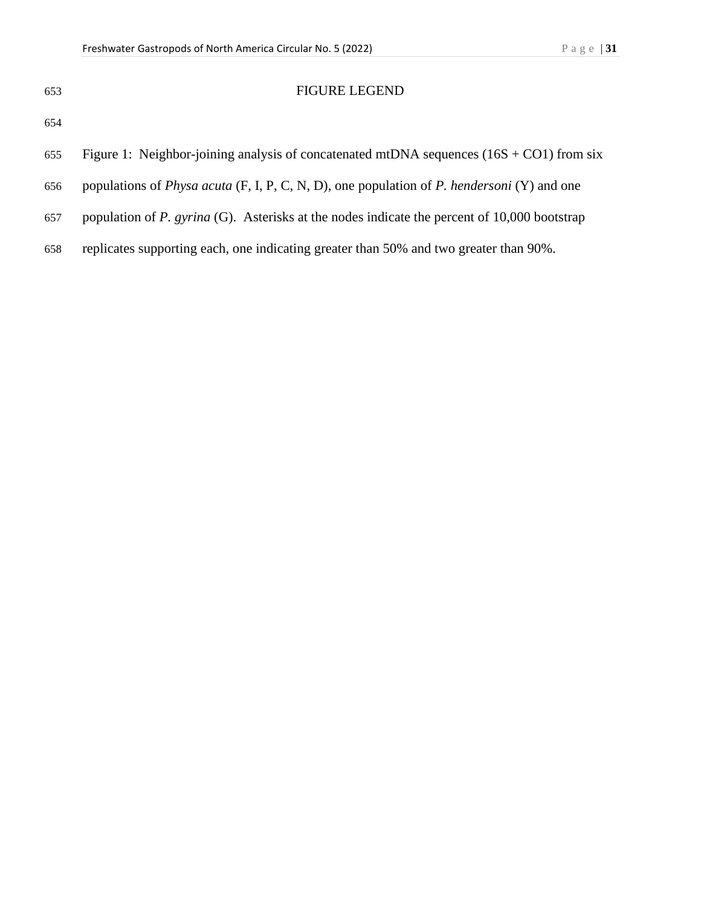# FIGURE LEGEND

Figure 1: Neighbor-joining analysis of concatenated mtDNA sequences (16S + CO1) from six populations of *Physa acuta* (F, I, P, C, N, D), one population of *P. hendersoni* (Y) and one population of *P. gyrina* (G). Asterisks at the nodes indicate the percent of 10,000 bootstrap replicates supporting each, one indicating greater than 50% and two greater than 90%.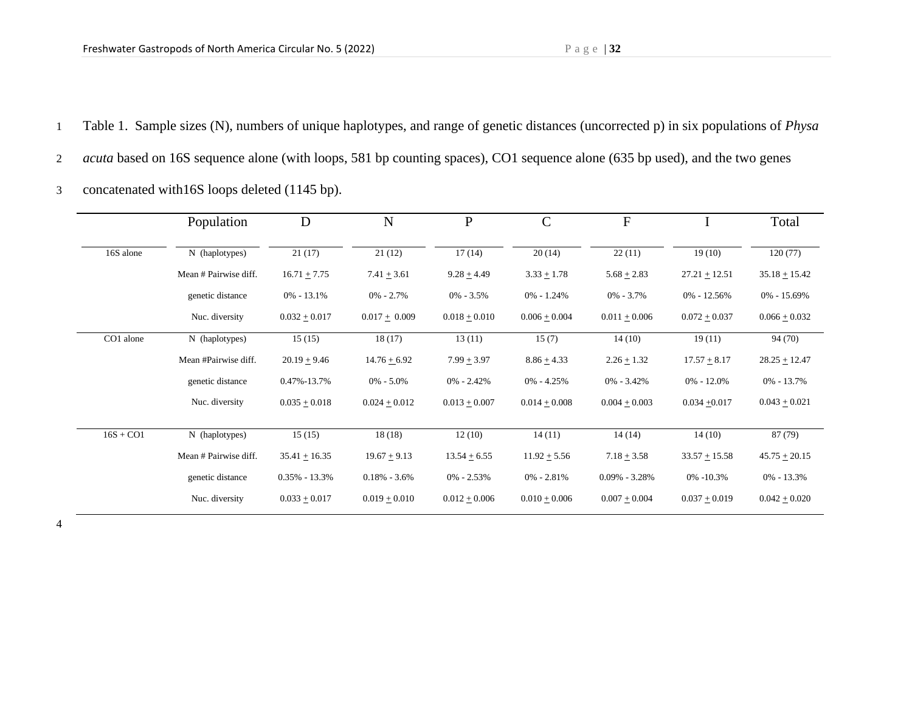Table 1. Sample sizes (N), numbers of unique haplotypes, and range of genetic distances (uncorrected p) in six populations of *Physa acuta* based on 16S sequence alone (with loops, 581 bp counting spaces), CO1 sequence alone (635 bp used), and the two genes concatenated with16S loops deleted (1145 bp).

| | Population | D | N | P | C | F | I | Total |
|---|---|---|---|---|---|---|---|---|
| 16S alone | N (haplotypes) | 21 (17) | 21 (12) | 17 (14) | 20 (14) | 22 (11) | 19 (10) | 120 (77) |
| | Mean # Pairwise diff. | 16.71 ± 7.75 | 7.41 ± 3.61 | 9.28 ± 4.49 | 3.33 ± 1.78 | 5.68 ± 2.83 | 27.21 ± 12.51 | 35.18 ± 15.42 |
| | genetic distance | 0% - 13.1% | 0% - 2.7% | 0% - 3.5% | 0% - 1.24% | 0% - 3.7% | 0% - 12.56% | 0% - 15.69% |
| | Nuc. diversity | 0.032 ± 0.017 | 0.017 ± 0.009 | 0.018 ± 0.010 | 0.006 ± 0.004 | 0.011 ± 0.006 | 0.072 ± 0.037 | 0.066 ± 0.032 |
| CO1 alone | N (haplotypes) | 15 (15) | 18 (17) | 13 (11) | 15 (7) | 14 (10) | 19 (11) | 94 (70) |
| | Mean #Pairwise diff. | 20.19 ± 9.46 | 14.76 ± 6.92 | 7.99 ± 3.97 | 8.86 ± 4.33 | 2.26 ± 1.32 | 17.57 ± 8.17 | 28.25 ± 12.47 |
| | genetic distance | 0.47%-13.7% | 0% - 5.0% | 0% - 2.42% | 0% - 4.25% | 0% - 3.42% | 0% - 12.0% | 0% - 13.7% |
| | Nuc. diversity | 0.035 ± 0.018 | 0.024 ± 0.012 | 0.013 ± 0.007 | 0.014 ± 0.008 | 0.004 ± 0.003 | 0.034 ±0.017 | 0.043 ± 0.021 |
| 16S + CO1 | N (haplotypes) | 15 (15) | 18 (18) | 12 (10) | 14 (11) | 14 (14) | 14 (10) | 87 (79) |
| | Mean # Pairwise diff. | 35.41 ± 16.35 | 19.67 ± 9.13 | 13.54 ± 6.55 | 11.92 ± 5.56 | 7.18 ± 3.58 | 33.57 ± 15.58 | 45.75 ± 20.15 |
| | genetic distance | 0.35% - 13.3% | 0.18% - 3.6% | 0% - 2.53% | 0% - 2.81% | 0.09% - 3.28% | 0% -10.3% | 0% - 13.3% |
| | Nuc. diversity | 0.033 ± 0.017 | 0.019 ± 0.010 | 0.012 ± 0.006 | 0.010 ± 0.006 | 0.007 ± 0.004 | 0.037 ± 0.019 | 0.042 ± 0.020 |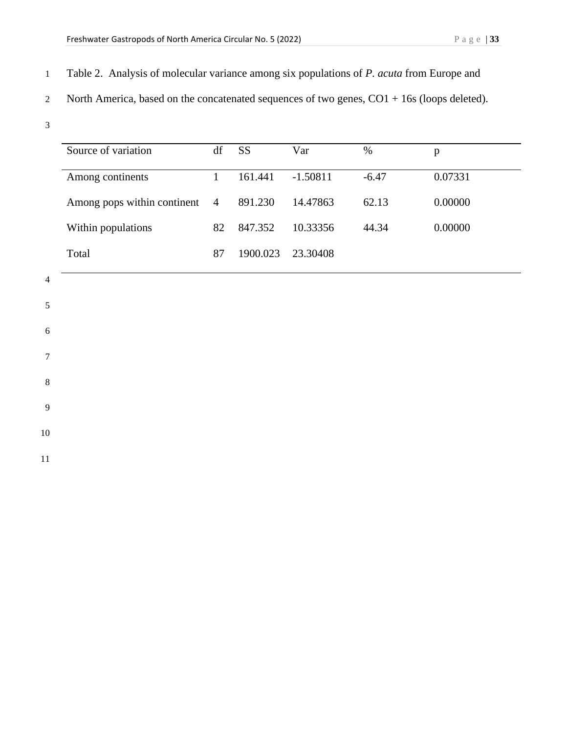Table 2. Analysis of molecular variance among six populations of *P. acuta* from Europe and North America, based on the concatenated sequences of two genes, CO1 + 16s (loops deleted).

| Source of variation | df | SS | Var | % | p |
|---|---|---|---|---|---|
| Among continents | 1 | 161.441 | -1.50811 | -6.47 | 0.07331 |
| Among pops within continent | 4 | 891.230 | 14.47863 | 62.13 | 0.00000 |
| Within populations | 82 | 847.352 | 10.33356 | 44.34 | 0.00000 |
| Total | 87 | 1900.023 | 23.30408 | | |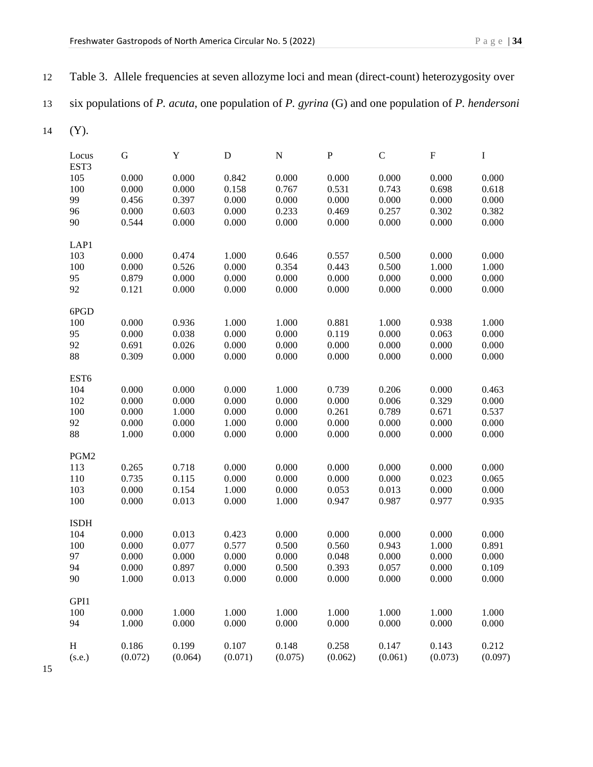Table 3. Allele frequencies at seven allozyme loci and mean (direct-count) heterozygosity over six populations of *P. acuta*, one population of *P. gyrina* (G) and one population of *P. hendersoni* (Y).

| Locus | G | Y | D | N | P | C | F | I |
|---|---|---|---|---|---|---|---|---|
| EST3 | | | | | | | | |
| 105 | 0.000 | 0.000 | 0.842 | 0.000 | 0.000 | 0.000 | 0.000 | 0.000 |
| 100 | 0.000 | 0.000 | 0.158 | 0.767 | 0.531 | 0.743 | 0.698 | 0.618 |
| 99 | 0.456 | 0.397 | 0.000 | 0.000 | 0.000 | 0.000 | 0.000 | 0.000 |
| 96 | 0.000 | 0.603 | 0.000 | 0.233 | 0.469 | 0.257 | 0.302 | 0.382 |
| 90 | 0.544 | 0.000 | 0.000 | 0.000 | 0.000 | 0.000 | 0.000 | 0.000 |
| LAP1 | | | | | | | | |
| 103 | 0.000 | 0.474 | 1.000 | 0.646 | 0.557 | 0.500 | 0.000 | 0.000 |
| 100 | 0.000 | 0.526 | 0.000 | 0.354 | 0.443 | 0.500 | 1.000 | 1.000 |
| 95 | 0.879 | 0.000 | 0.000 | 0.000 | 0.000 | 0.000 | 0.000 | 0.000 |
| 92 | 0.121 | 0.000 | 0.000 | 0.000 | 0.000 | 0.000 | 0.000 | 0.000 |
| 6PGD | | | | | | | | |
| 100 | 0.000 | 0.936 | 1.000 | 1.000 | 0.881 | 1.000 | 0.938 | 1.000 |
| 95 | 0.000 | 0.038 | 0.000 | 0.000 | 0.119 | 0.000 | 0.063 | 0.000 |
| 92 | 0.691 | 0.026 | 0.000 | 0.000 | 0.000 | 0.000 | 0.000 | 0.000 |
| 88 | 0.309 | 0.000 | 0.000 | 0.000 | 0.000 | 0.000 | 0.000 | 0.000 |
| EST6 | | | | | | | | |
| 104 | 0.000 | 0.000 | 0.000 | 1.000 | 0.739 | 0.206 | 0.000 | 0.463 |
| 102 | 0.000 | 0.000 | 0.000 | 0.000 | 0.000 | 0.006 | 0.329 | 0.000 |
| 100 | 0.000 | 1.000 | 0.000 | 0.000 | 0.261 | 0.789 | 0.671 | 0.537 |
| 92 | 0.000 | 0.000 | 1.000 | 0.000 | 0.000 | 0.000 | 0.000 | 0.000 |
| 88 | 1.000 | 0.000 | 0.000 | 0.000 | 0.000 | 0.000 | 0.000 | 0.000 |
| PGM2 | | | | | | | | |
| 113 | 0.265 | 0.718 | 0.000 | 0.000 | 0.000 | 0.000 | 0.000 | 0.000 |
| 110 | 0.735 | 0.115 | 0.000 | 0.000 | 0.000 | 0.000 | 0.023 | 0.065 |
| 103 | 0.000 | 0.154 | 1.000 | 0.000 | 0.053 | 0.013 | 0.000 | 0.000 |
| 100 | 0.000 | 0.013 | 0.000 | 1.000 | 0.947 | 0.987 | 0.977 | 0.935 |
| ISDH | | | | | | | | |
| 104 | 0.000 | 0.013 | 0.423 | 0.000 | 0.000 | 0.000 | 0.000 | 0.000 |
| 100 | 0.000 | 0.077 | 0.577 | 0.500 | 0.560 | 0.943 | 1.000 | 0.891 |
| 97 | 0.000 | 0.000 | 0.000 | 0.000 | 0.048 | 0.000 | 0.000 | 0.000 |
| 94 | 0.000 | 0.897 | 0.000 | 0.500 | 0.393 | 0.057 | 0.000 | 0.109 |
| 90 | 1.000 | 0.013 | 0.000 | 0.000 | 0.000 | 0.000 | 0.000 | 0.000 |
| GPI1 | | | | | | | | |
| 100 | 0.000 | 1.000 | 1.000 | 1.000 | 1.000 | 1.000 | 1.000 | 1.000 |
| 94 | 1.000 | 0.000 | 0.000 | 0.000 | 0.000 | 0.000 | 0.000 | 0.000 |
| H | 0.186 | 0.199 | 0.107 | 0.148 | 0.258 | 0.147 | 0.143 | 0.212 |
| (s.e.) | (0.072) | (0.064) | (0.071) | (0.075) | (0.062) | (0.061) | (0.073) | (0.097) |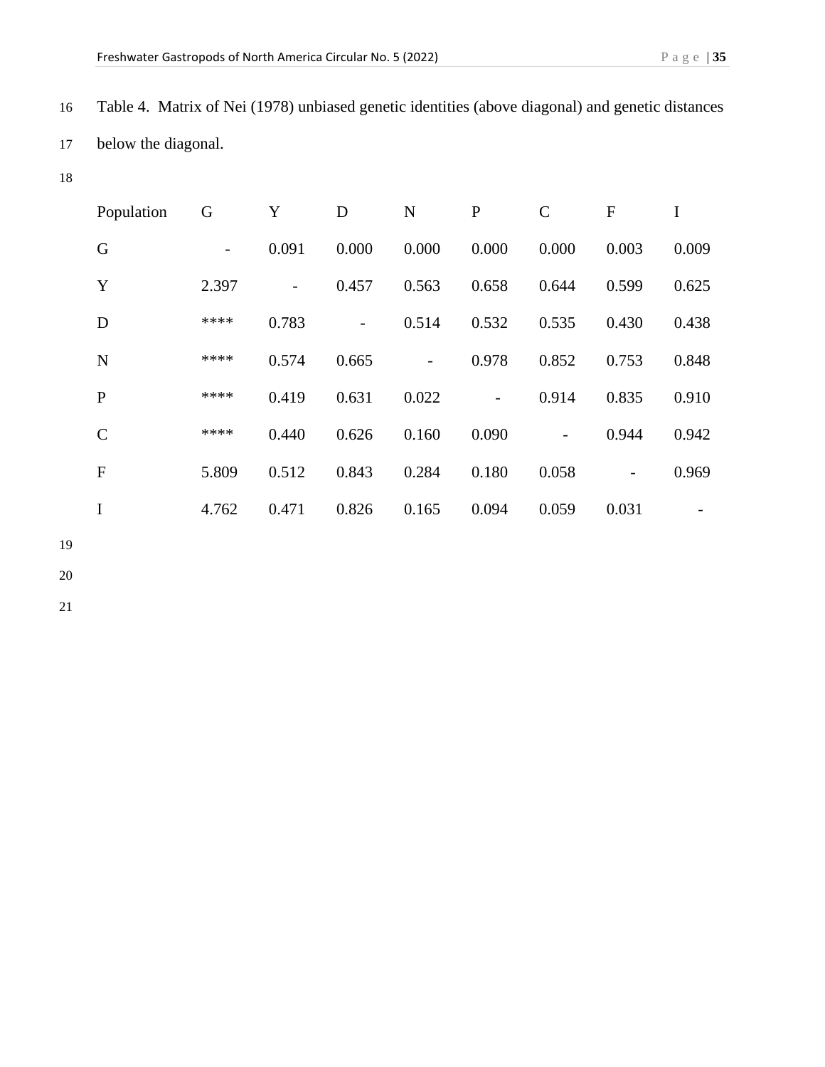Table 4. Matrix of Nei (1978) unbiased genetic identities (above diagonal) and genetic distances below the diagonal.

| Population | G | Y | D | N | P | C | F | I |
|---|---|---|---|---|---|---|---|---|
| G | - | 0.091 | 0.000 | 0.000 | 0.000 | 0.000 | 0.003 | 0.009 |
| Y | 2.397 | - | 0.457 | 0.563 | 0.658 | 0.644 | 0.599 | 0.625 |
| D | **** | 0.783 | - | 0.514 | 0.532 | 0.535 | 0.430 | 0.438 |
| N | **** | 0.574 | 0.665 | - | 0.978 | 0.852 | 0.753 | 0.848 |
| P | **** | 0.419 | 0.631 | 0.022 | - | 0.914 | 0.835 | 0.910 |
| C | **** | 0.440 | 0.626 | 0.160 | 0.090 | - | 0.944 | 0.942 |
| F | 5.809 | 0.512 | 0.843 | 0.284 | 0.180 | 0.058 | - | 0.969 |
| I | 4.762 | 0.471 | 0.826 | 0.165 | 0.094 | 0.059 | 0.031 | - |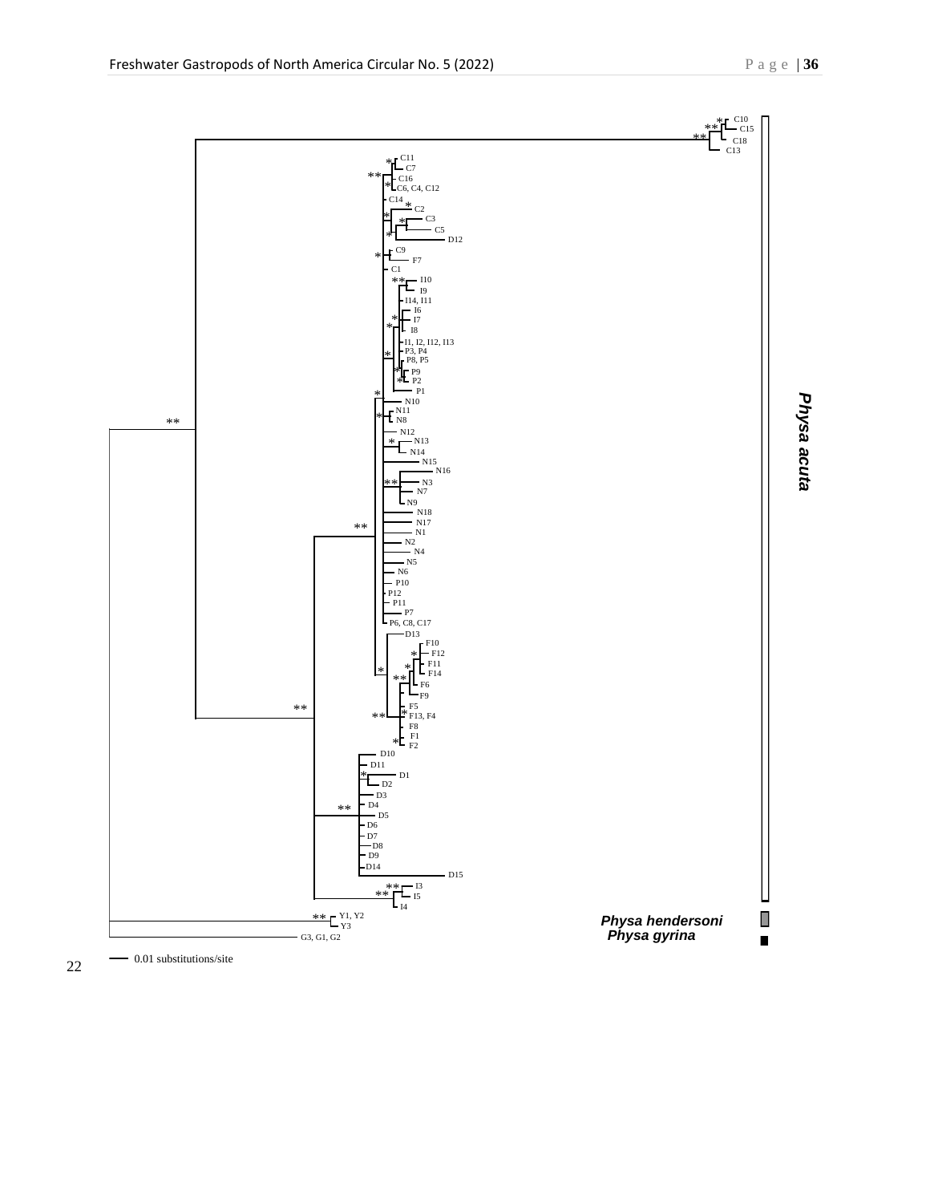C10
C15
C18
C13
C11
C7
C16
C6, C4, C12
C14
C2
C3
C5
D12
C9
F7
C1
I10
I9
I14, I11
I6
I7
I8
I1, I2, I12, I13
P3, P4
P8, P5
P9
P2
P1
N10
N11
N8
N12
N13
N14
N15
N16
N3
N7
N9
N18
N17
N1
N2
N4
N5
N6
P10
P12
P11
P7
P6, C8, C17
D13
F10
F12
F11
F14
F6
F9
F5
F13, F4
F8
F1
F2
D10
D11
D1
D2
D3
D4
D5
D6
D7
D8
D9
D14
D15
I3
I5
I4
Y1, Y2
Y3
G3, G1, G2

*Physa acuta*

*Physa hendersoni*

*Physa gyrina*

0.01 substitutions/site

22